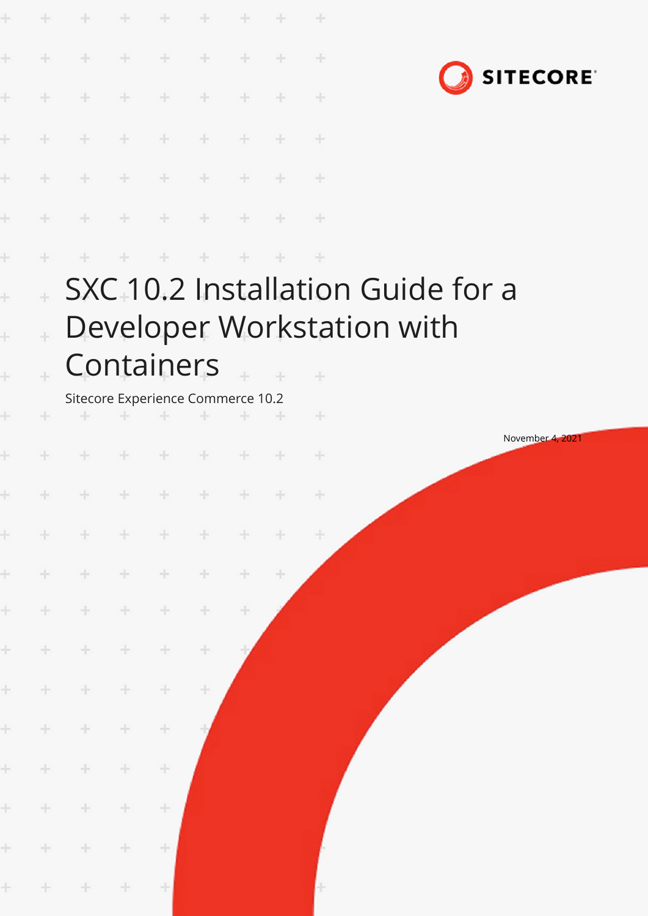SITECORE

# SXC 10.2 Installation Guide for a Developer Workstation with Containers

Sitecore Experience Commerce 10.2

November 4, 2021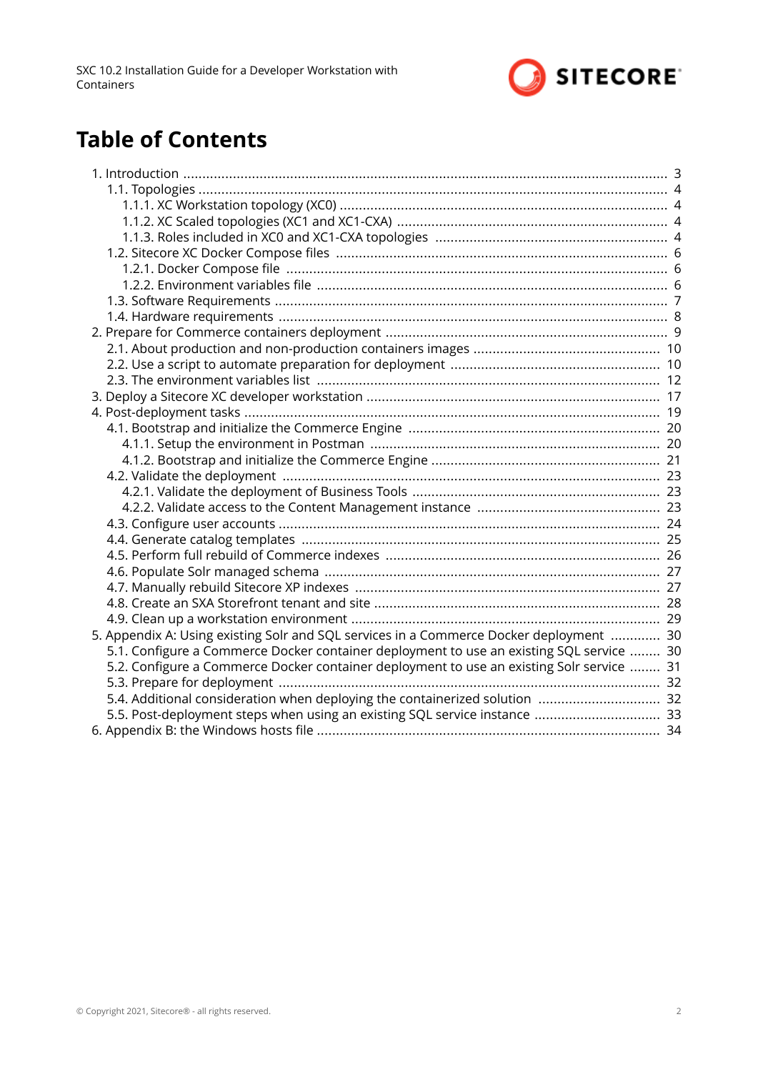# Table of Contents

- 1. Introduction ..... 3
  - 1.1. Topologies ..... 4
    - 1.1.1. XC Workstation topology (XC0) ..... 4
    - 1.1.2. XC Scaled topologies (XC1 and XC1-CXA) ..... 4
    - 1.1.3. Roles included in XC0 and XC1-CXA topologies ..... 4
  - 1.2. Sitecore XC Docker Compose files ..... 6
    - 1.2.1. Docker Compose file ..... 6
    - 1.2.2. Environment variables file ..... 6
  - 1.3. Software Requirements ..... 7
  - 1.4. Hardware requirements ..... 8
- 2. Prepare for Commerce containers deployment ..... 9
  - 2.1. About production and non-production containers images ..... 10
  - 2.2. Use a script to automate preparation for deployment ..... 10
  - 2.3. The environment variables list ..... 12
- 3. Deploy a Sitecore XC developer workstation ..... 17
- 4. Post-deployment tasks ..... 19
  - 4.1. Bootstrap and initialize the Commerce Engine ..... 20
    - 4.1.1. Setup the environment in Postman ..... 20
    - 4.1.2. Bootstrap and initialize the Commerce Engine ..... 21
  - 4.2. Validate the deployment ..... 23
    - 4.2.1. Validate the deployment of Business Tools ..... 23
    - 4.2.2. Validate access to the Content Management instance ..... 23
  - 4.3. Configure user accounts ..... 24
  - 4.4. Generate catalog templates ..... 25
  - 4.5. Perform full rebuild of Commerce indexes ..... 26
  - 4.6. Populate Solr managed schema ..... 27
  - 4.7. Manually rebuild Sitecore XP indexes ..... 27
  - 4.8. Create an SXA Storefront tenant and site ..... 28
  - 4.9. Clean up a workstation environment ..... 29
- 5. Appendix A: Using existing Solr and SQL services in a Commerce Docker deployment ..... 30
  - 5.1. Configure a Commerce Docker container deployment to use an existing SQL service ..... 30
  - 5.2. Configure a Commerce Docker container deployment to use an existing Solr service ..... 31
  - 5.3. Prepare for deployment ..... 32
  - 5.4. Additional consideration when deploying the containerized solution ..... 32
  - 5.5. Post-deployment steps when using an existing SQL service instance ..... 33
- 6. Appendix B: the Windows hosts file ..... 34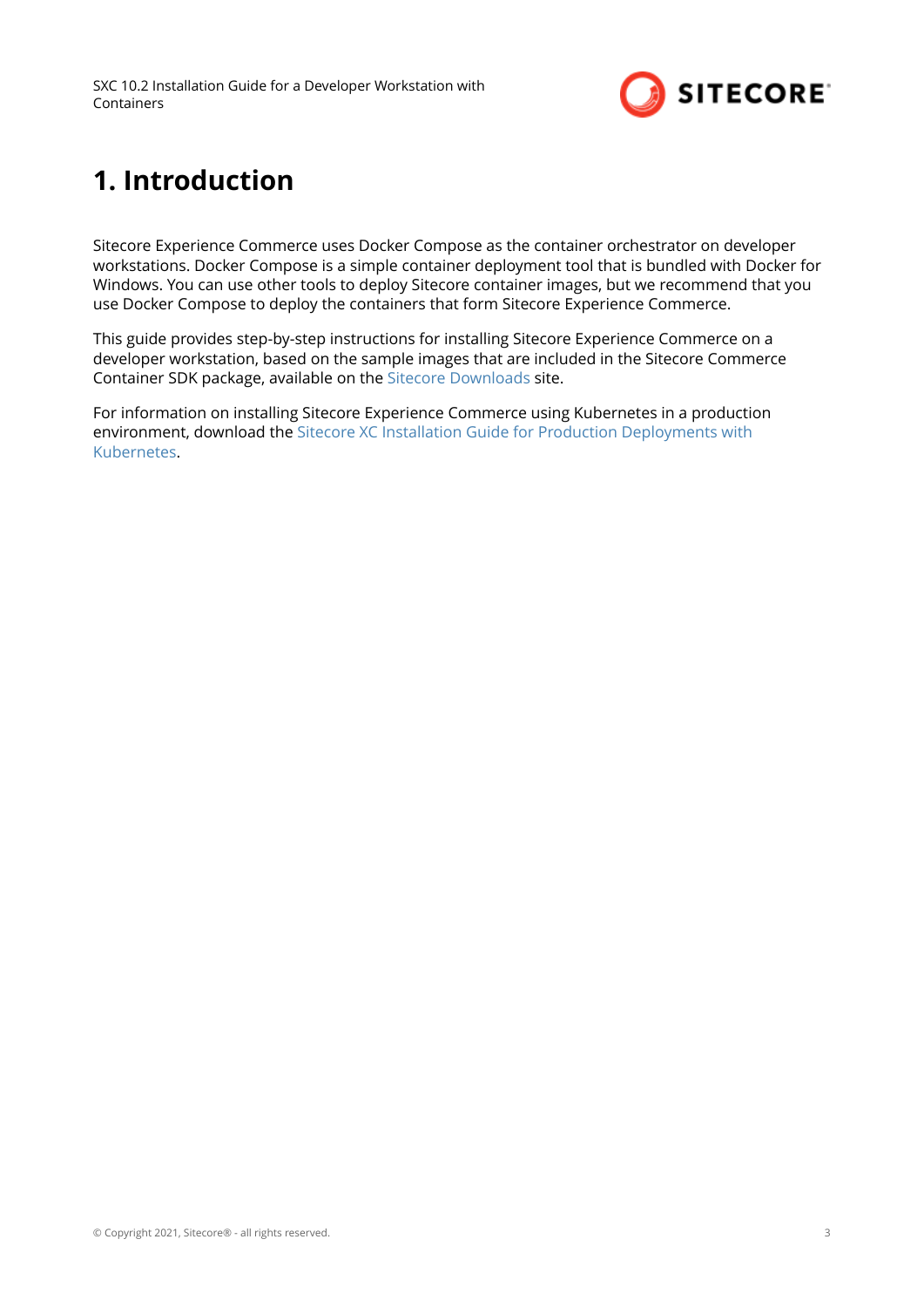# 1. Introduction

Sitecore Experience Commerce uses Docker Compose as the container orchestrator on developer workstations. Docker Compose is a simple container deployment tool that is bundled with Docker for Windows. You can use other tools to deploy Sitecore container images, but we recommend that you use Docker Compose to deploy the containers that form Sitecore Experience Commerce.

This guide provides step-by-step instructions for installing Sitecore Experience Commerce on a developer workstation, based on the sample images that are included in the Sitecore Commerce Container SDK package, available on the Sitecore Downloads site.

For information on installing Sitecore Experience Commerce using Kubernetes in a production environment, download the Sitecore XC Installation Guide for Production Deployments with Kubernetes.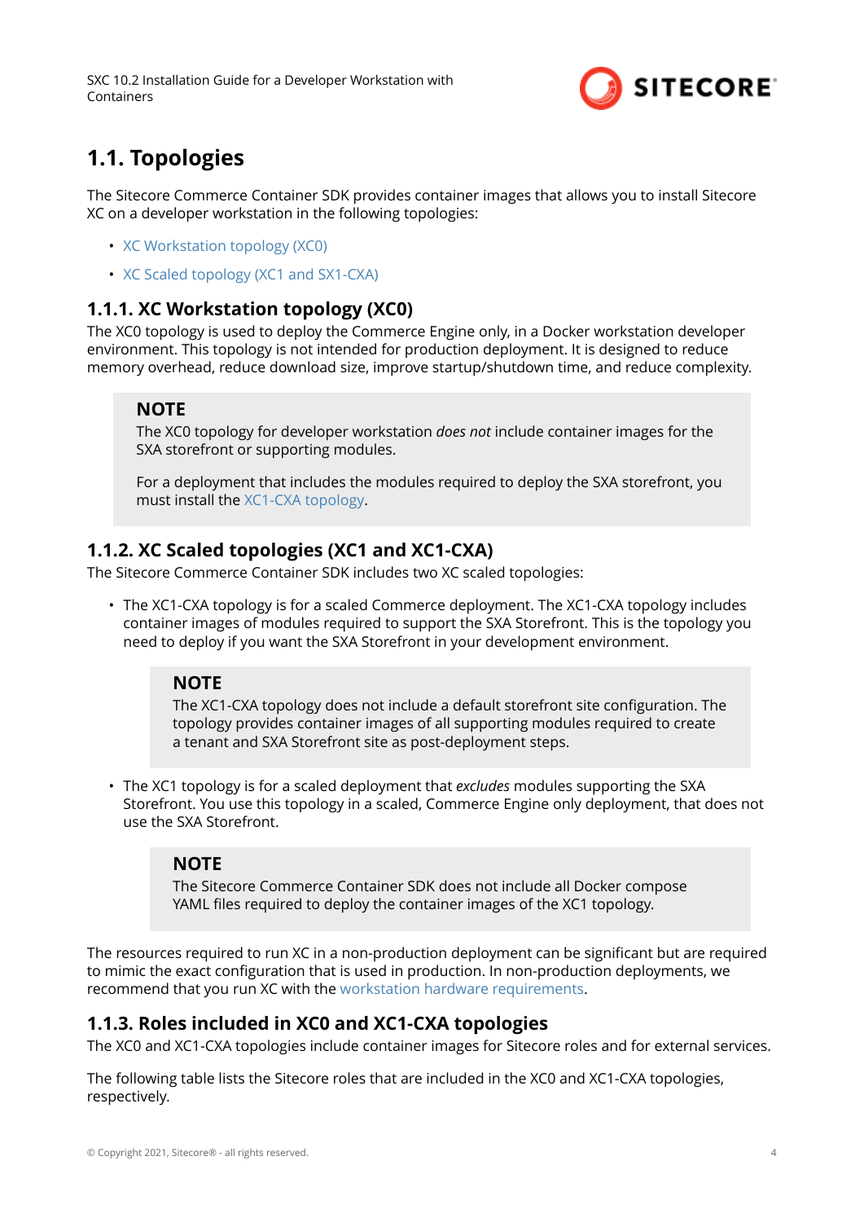## 1.1. Topologies

The Sitecore Commerce Container SDK provides container images that allows you to install Sitecore XC on a developer workstation in the following topologies:

- XC Workstation topology (XC0)
- XC Scaled topology (XC1 and SX1-CXA)

### 1.1.1. XC Workstation topology (XC0)

The XC0 topology is used to deploy the Commerce Engine only, in a Docker workstation developer environment. This topology is not intended for production deployment. It is designed to reduce memory overhead, reduce download size, improve startup/shutdown time, and reduce complexity.

> **NOTE**
>
> The XC0 topology for developer workstation *does not* include container images for the SXA storefront or supporting modules.
>
> For a deployment that includes the modules required to deploy the SXA storefront, you must install the XC1-CXA topology.

### 1.1.2. XC Scaled topologies (XC1 and XC1-CXA)

The Sitecore Commerce Container SDK includes two XC scaled topologies:

- The XC1-CXA topology is for a scaled Commerce deployment. The XC1-CXA topology includes container images of modules required to support the SXA Storefront. This is the topology you need to deploy if you want the SXA Storefront in your development environment.

  > **NOTE**
  >
  > The XC1-CXA topology does not include a default storefront site configuration. The topology provides container images of all supporting modules required to create a tenant and SXA Storefront site as post-deployment steps.

- The XC1 topology is for a scaled deployment that *excludes* modules supporting the SXA Storefront. You use this topology in a scaled, Commerce Engine only deployment, that does not use the SXA Storefront.

  > **NOTE**
  >
  > The Sitecore Commerce Container SDK does not include all Docker compose YAML files required to deploy the container images of the XC1 topology.

The resources required to run XC in a non-production deployment can be significant but are required to mimic the exact configuration that is used in production. In non-production deployments, we recommend that you run XC with the workstation hardware requirements.

### 1.1.3. Roles included in XC0 and XC1-CXA topologies

The XC0 and XC1-CXA topologies include container images for Sitecore roles and for external services.

The following table lists the Sitecore roles that are included in the XC0 and XC1-CXA topologies, respectively.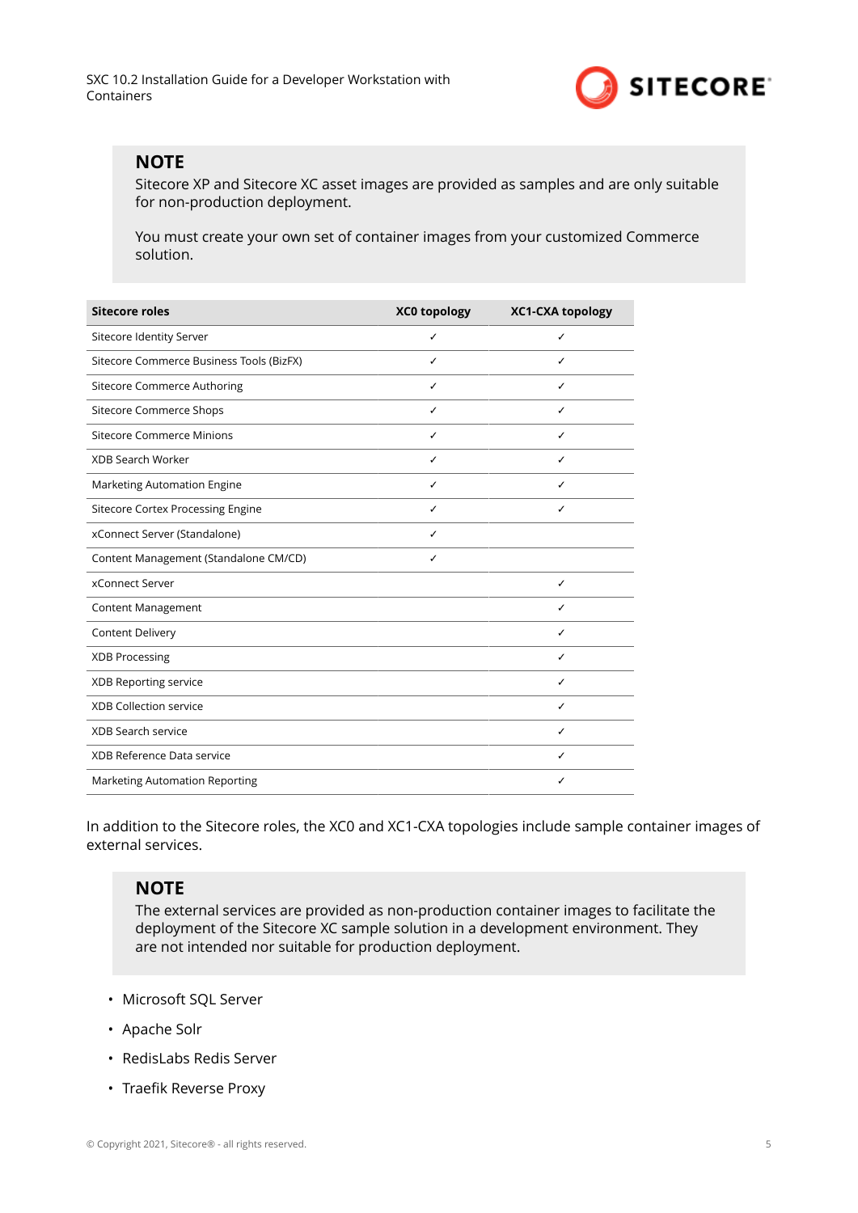> **NOTE**
>
> Sitecore XP and Sitecore XC asset images are provided as samples and are only suitable for non-production deployment.
>
> You must create your own set of container images from your customized Commerce solution.

| Sitecore roles | XC0 topology | XC1-CXA topology |
|---|---|---|
| Sitecore Identity Server | ✓ | ✓ |
| Sitecore Commerce Business Tools (BizFX) | ✓ | ✓ |
| Sitecore Commerce Authoring | ✓ | ✓ |
| Sitecore Commerce Shops | ✓ | ✓ |
| Sitecore Commerce Minions | ✓ | ✓ |
| XDB Search Worker | ✓ | ✓ |
| Marketing Automation Engine | ✓ | ✓ |
| Sitecore Cortex Processing Engine | ✓ | ✓ |
| xConnect Server (Standalone) | ✓ | |
| Content Management (Standalone CM/CD) | ✓ | |
| xConnect Server | | ✓ |
| Content Management | | ✓ |
| Content Delivery | | ✓ |
| XDB Processing | | ✓ |
| XDB Reporting service | | ✓ |
| XDB Collection service | | ✓ |
| XDB Search service | | ✓ |
| XDB Reference Data service | | ✓ |
| Marketing Automation Reporting | | ✓ |

In addition to the Sitecore roles, the XC0 and XC1-CXA topologies include sample container images of external services.

> **NOTE**
>
> The external services are provided as non-production container images to facilitate the deployment of the Sitecore XC sample solution in a development environment. They are not intended nor suitable for production deployment.

- Microsoft SQL Server
- Apache Solr
- RedisLabs Redis Server
- Traefik Reverse Proxy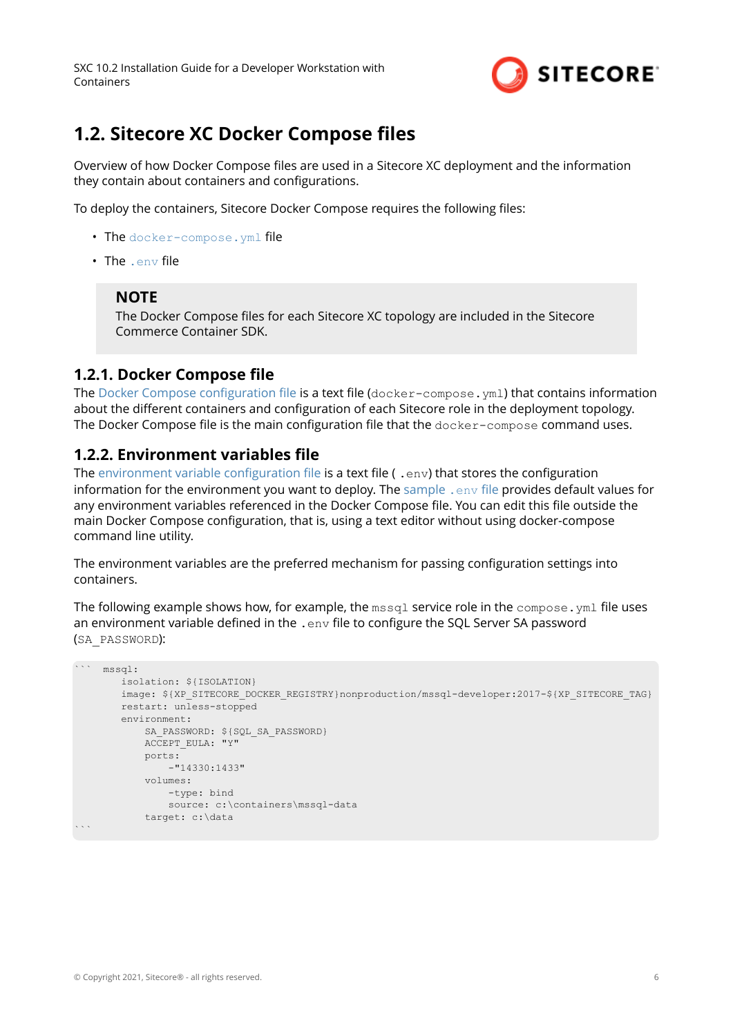## 1.2. Sitecore XC Docker Compose files

Overview of how Docker Compose files are used in a Sitecore XC deployment and the information they contain about containers and configurations.

To deploy the containers, Sitecore Docker Compose requires the following files:

- The `docker-compose.yml` file
- The `.env` file

> **NOTE**
>
> The Docker Compose files for each Sitecore XC topology are included in the Sitecore Commerce Container SDK.

### 1.2.1. Docker Compose file

The Docker Compose configuration file is a text file (`docker-compose.yml`) that contains information about the different containers and configuration of each Sitecore role in the deployment topology. The Docker Compose is the main configuration file that the `docker-compose` command uses.

### 1.2.2. Environment variables file

The environment variable configuration file is a text file ( `.env`) that stores the configuration information for the environment you want to deploy. The sample `.env` file provides default values for any environment variables referenced in the Docker Compose file. You can edit this file outside the main Docker Compose configuration, that is, using a text editor without using docker-compose command line utility.

The environment variables are the preferred mechanism for passing configuration settings into containers.

The following example shows how, for example, the `mssql` service role in the `compose.yml` file uses an environment variable defined in the `.env` file to configure the SQL Server SA password (`SA_PASSWORD`):

```
```  mssql:
       isolation: ${ISOLATION}
       image: ${XP_SITECORE_DOCKER_REGISTRY}nonproduction/mssql-developer:2017-${XP_SITECORE_TAG}
       restart: unless-stopped
       environment:
           SA_PASSWORD: ${SQL_SA_PASSWORD}
           ACCEPT_EULA: "Y"
           ports:
               -"14330:1433"
           volumes:
               -type: bind
               source: c:\containers\mssql-data
           target: c:\data
```
```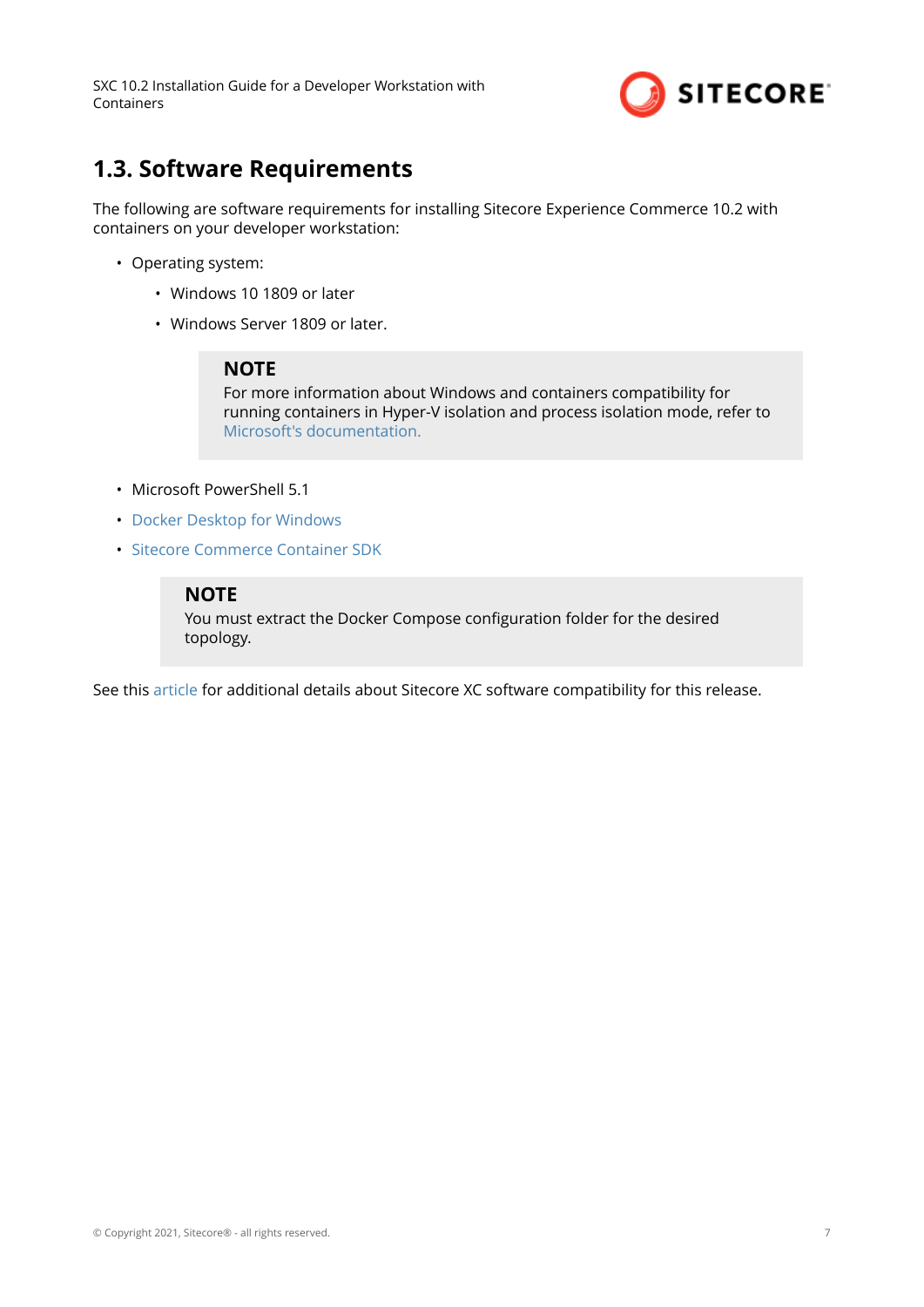## 1.3. Software Requirements

The following are software requirements for installing Sitecore Experience Commerce 10.2 with containers on your developer workstation:

- Operating system:
  - Windows 10 1809 or later
  - Windows Server 1809 or later.

> **NOTE**
> For more information about Windows and containers compatibility for running containers in Hyper-V isolation and process isolation mode, refer to Microsoft's documentation.

- Microsoft PowerShell 5.1
- Docker Desktop for Windows
- Sitecore Commerce Container SDK

> **NOTE**
> You must extract the Docker Compose configuration folder for the desired topology.

See this article for additional details about Sitecore XC software compatibility for this release.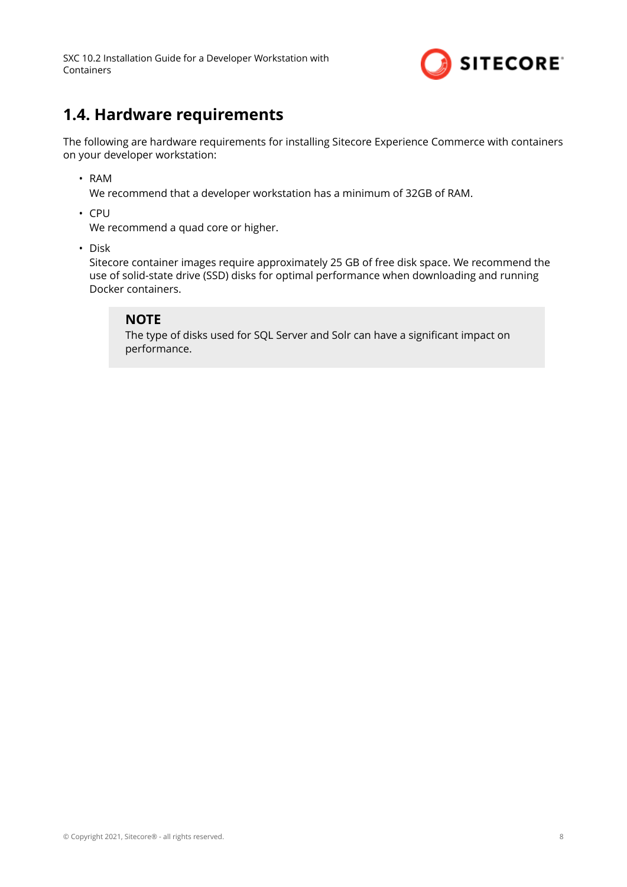## 1.4. Hardware requirements

The following are hardware requirements for installing Sitecore Experience Commerce with containers on your developer workstation:

- RAM
  We recommend that a developer workstation has a minimum of 32GB of RAM.
- CPU
  We recommend a quad core or higher.
- Disk
  Sitecore container images require approximately 25 GB of free disk space. We recommend the use of solid-state drive (SSD) disks for optimal performance when downloading and running Docker containers.

> **NOTE**
> The type of disks used for SQL Server and Solr can have a significant impact on performance.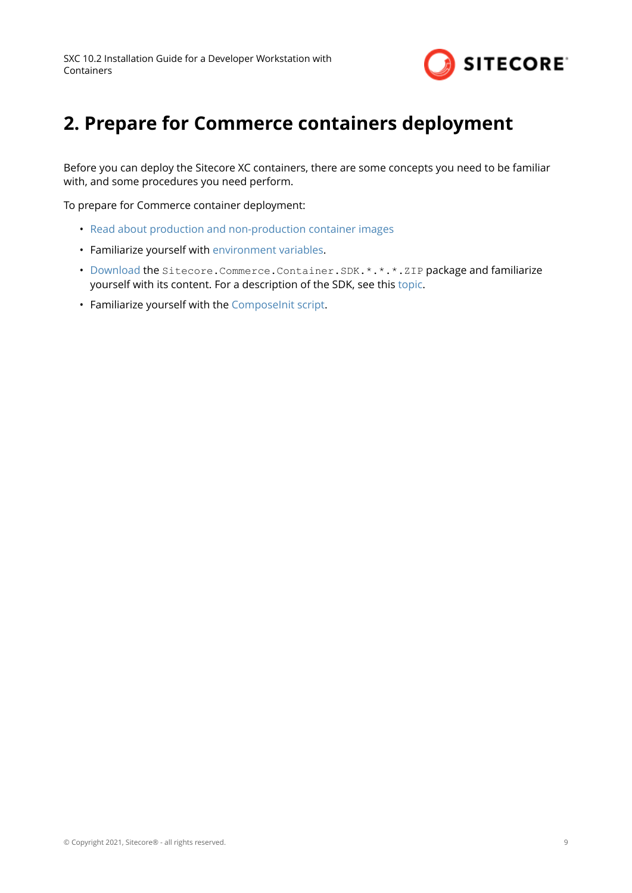# 2. Prepare for Commerce containers deployment

Before you can deploy the Sitecore XC containers, there are some concepts you need to be familiar with, and some procedures you need perform.

To prepare for Commerce container deployment:

- Read about production and non-production container images
- Familiarize yourself with environment variables.
- Download the `Sitecore.Commerce.Container.SDK.*.*.*.ZIP` package and familiarize yourself with its content. For a description of the SDK, see this topic.
- Familiarize yourself with the ComposeInit script.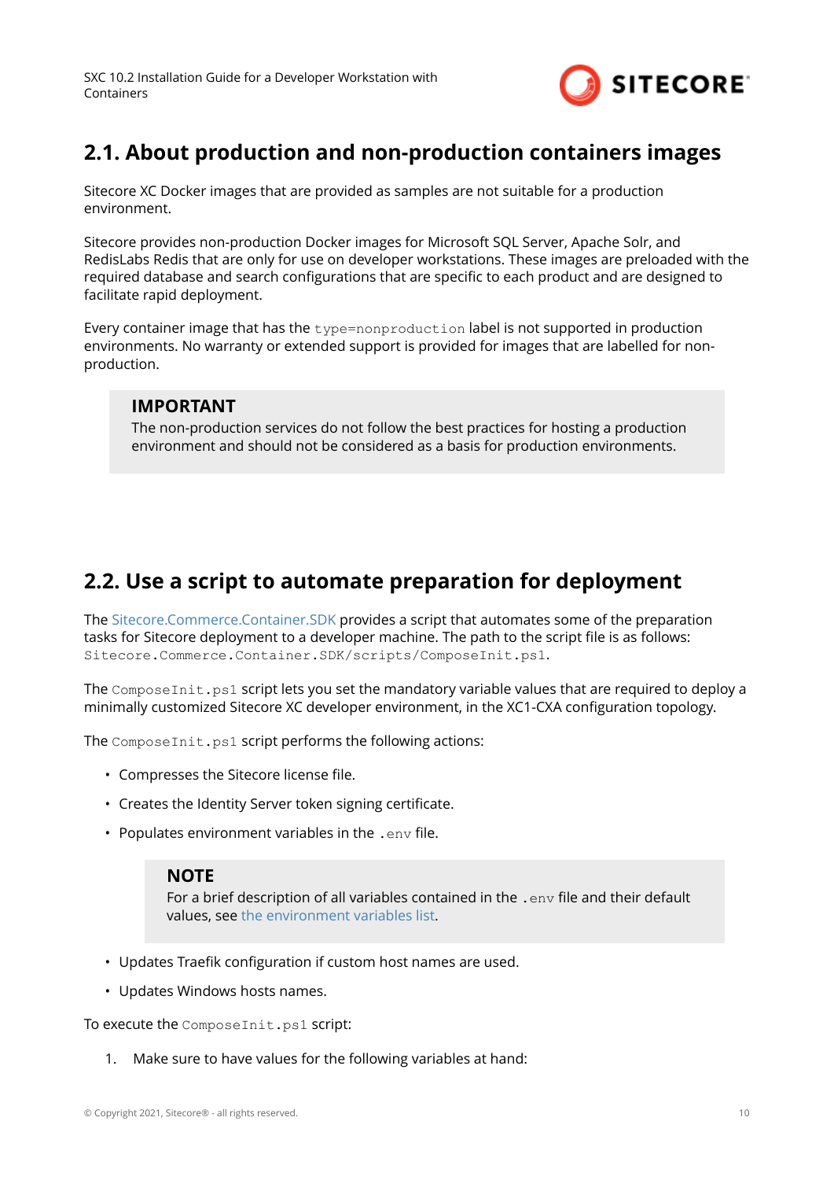## 2.1. About production and non-production containers images

Sitecore XC Docker images that are provided as samples are not suitable for a production environment.

Sitecore provides non-production Docker images for Microsoft SQL Server, Apache Solr, and RedisLabs Redis that are only for use on developer workstations. These images are preloaded with the required database and search configurations that are specific to each product and are designed to facilitate rapid deployment.

Every container image that has the `type=nonproduction` label is not supported in production environments. No warranty or extended support is provided for images that are labelled for non-production.

> **IMPORTANT**
> The non-production services do not follow the best practices for hosting a production environment and should not be considered as a basis for production environments.

## 2.2. Use a script to automate preparation for deployment

The Sitecore.Commerce.Container.SDK provides a script that automates some of the preparation tasks for Sitecore deployment to a developer machine. The path to the script file is as follows: `Sitecore.Commerce.Container.SDK/scripts/ComposeInit.ps1`.

The `ComposeInit.ps1` script lets you set the mandatory variable values that are required to deploy a minimally customized Sitecore XC developer environment, in the XC1-CXA configuration topology.

The `ComposeInit.ps1` script performs the following actions:

- Compresses the Sitecore license file.
- Creates the Identity Server token signing certificate.
- Populates environment variables in the `.env` file.

  > **NOTE**
  > For a brief description of all variables contained in the `.env` file and their default values, see the environment variables list.

- Updates Traefik configuration if custom host names are used.
- Updates Windows hosts names.

To execute the `ComposeInit.ps1` script:

1. Make sure to have values for the following variables at hand: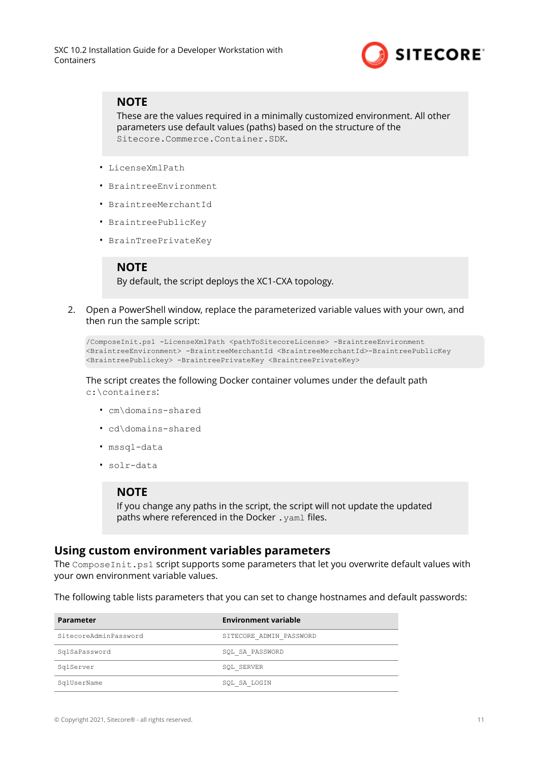> **NOTE**
> These are the values required in a minimally customized environment. All other parameters use default values (paths) based on the structure of the `Sitecore.Commerce.Container.SDK`.

- `LicenseXmlPath`
- `BraintreeEnvironment`
- `BraintreeMerchantId`
- `BraintreePublicKey`
- `BrainTreePrivateKey`

> **NOTE**
> By default, the script deploys the XC1-CXA topology.

2. Open a PowerShell window, replace the parameterized variable values with your own, and then run the sample script:

```
/ComposeInit.ps1 -LicenseXmlPath <pathToSitecoreLicense> -BraintreeEnvironment
<BraintreeEnvironment> -BraintreeMerchantId <BraintreeMerchantId>-BraintreePublicKey
<BraintreePublickey> -BraintreePrivateKey <BraintreePrivateKey>
```

   The script creates the following Docker container volumes under the default path `c:\containers`:

   - `cm\domains-shared`
   - `cd\domains-shared`
   - `mssql-data`
   - `solr-data`

> **NOTE**
> If you change any paths in the script, the script will not update the updated paths where referenced in the Docker `.yaml` files.

## Using custom environment variables parameters

The `ComposeInit.ps1` script supports some parameters that let you overwrite default values with your own environment variable values.

The following table lists parameters that you can set to change hostnames and default passwords:

| Parameter | Environment variable |
| --- | --- |
| SitecoreAdminPassword | SITECORE_ADMIN_PASSWORD |
| SqlSaPassword | SQL_SA_PASSWORD |
| SqlServer | SQL_SERVER |
| SqlUserName | SQL_SA_LOGIN |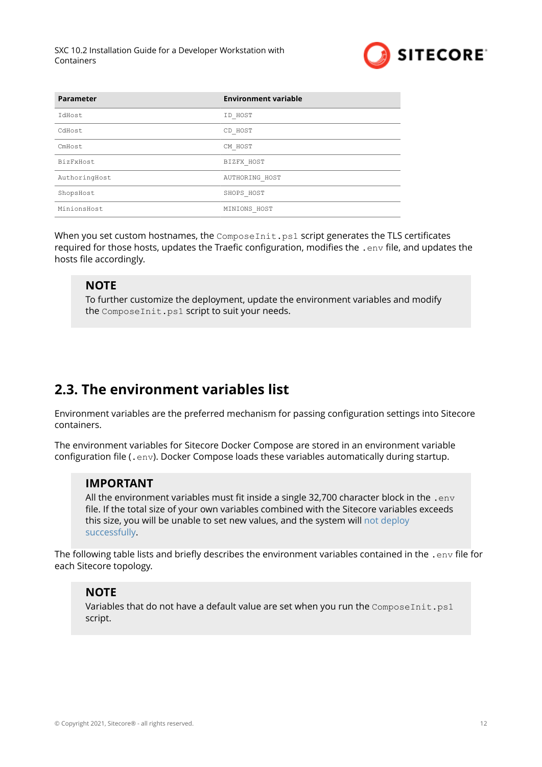| Parameter | Environment variable |
| --- | --- |
| `IdHost` | `ID_HOST` |
| `CdHost` | `CD_HOST` |
| `CmHost` | `CM_HOST` |
| `BizFxHost` | `BIZFX_HOST` |
| `AuthoringHost` | `AUTHORING_HOST` |
| `ShopsHost` | `SHOPS_HOST` |
| `MinionsHost` | `MINIONS_HOST` |

When you set custom hostnames, the `ComposeInit.ps1` script generates the TLS certificates required for those hosts, updates the Traefic configuration, modifies the `.env` file, and updates the hosts file accordingly.

> **NOTE**
> To further customize the deployment, update the environment variables and modify the `ComposeInit.ps1` script to suit your needs.

## 2.3. The environment variables list

Environment variables are the preferred mechanism for passing configuration settings into Sitecore containers.

The environment variables for Sitecore Docker Compose are stored in an environment variable configuration file (`.env`). Docker Compose loads these variables automatically during startup.

> **IMPORTANT**
> All the environment variables must fit inside a single 32,700 character block in the `.env` file. If the total size of your own variables combined with the Sitecore variables exceeds this size, you will be unable to set new values, and the system will not deploy successfully.

The following table lists and briefly describes the environment variables contained in the `.env` file for each Sitecore topology.

> **NOTE**
> Variables that do not have a default value are set when you run the `ComposeInit.ps1` script.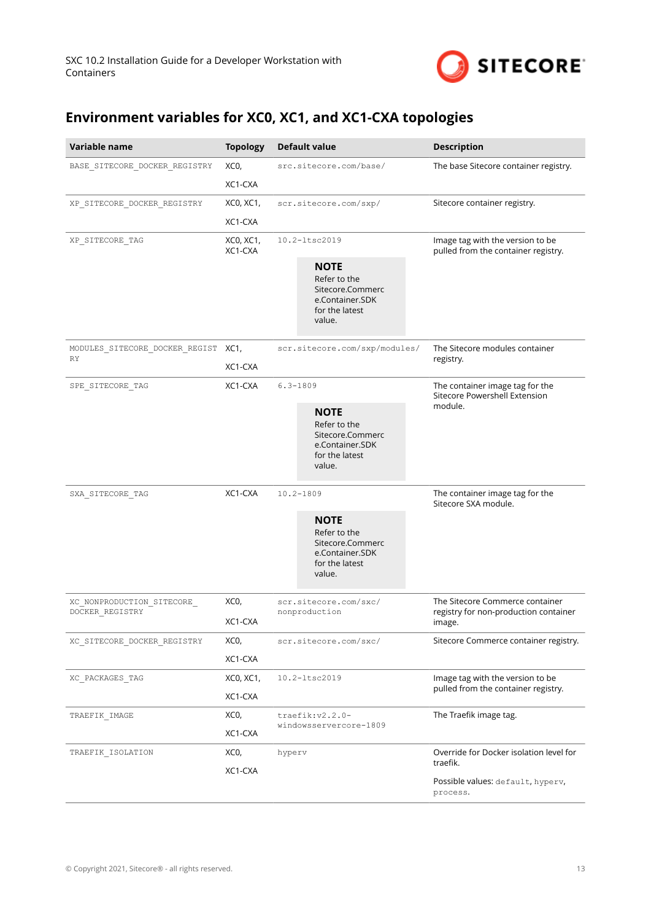## Environment variables for XC0, XC1, and XC1-CXA topologies

| Variable name | Topology | Default value | Description |
|---|---|---|---|
| BASE_SITECORE_DOCKER_REGISTRY | XC0, XC1-CXA | src.sitecore.com/base/ | The base Sitecore container registry. |
| XP_SITECORE_DOCKER_REGISTRY | XC0, XC1, XC1-CXA | scr.sitecore.com/sxp/ | Sitecore container registry. |
| XP_SITECORE_TAG | XC0, XC1, XC1-CXA | 10.2-ltsc2019 **NOTE** Refer to the Sitecore.Commerce.Container.SDK for the latest value. | Image tag with the version to be pulled from the container registry. |
| MODULES_SITECORE_DOCKER_REGISTRY | XC1, XC1-CXA | scr.sitecore.com/sxp/modules/ | The Sitecore modules container registry. |
| SPE_SITECORE_TAG | XC1-CXA | 6.3-1809 **NOTE** Refer to the Sitecore.Commerce.Container.SDK for the latest value. | The container image tag for the Sitecore Powershell Extension module. |
| SXA_SITECORE_TAG | XC1-CXA | 10.2-1809 **NOTE** Refer to the Sitecore.Commerce.Container.SDK for the latest value. | The container image tag for the Sitecore SXA module. |
| XC_NONPRODUCTION_SITECORE_DOCKER_REGISTRY | XC0, XC1-CXA | scr.sitecore.com/sxc/nonproduction | The Sitecore Commerce container registry for non-production container image. |
| XC_SITECORE_DOCKER_REGISTRY | XC0, XC1-CXA | scr.sitecore.com/sxc/ | Sitecore Commerce container registry. |
| XC_PACKAGES_TAG | XC0, XC1, XC1-CXA | 10.2-ltsc2019 | Image tag with the version to be pulled from the container registry. |
| TRAEFIK_IMAGE | XC0, XC1-CXA | traefik:v2.2.0-windowsservercore-1809 | The Traefik image tag. |
| TRAEFIK_ISOLATION | XC0, XC1-CXA | hyperv | Override for Docker isolation level for traefik. Possible values: default, hyperv, process. |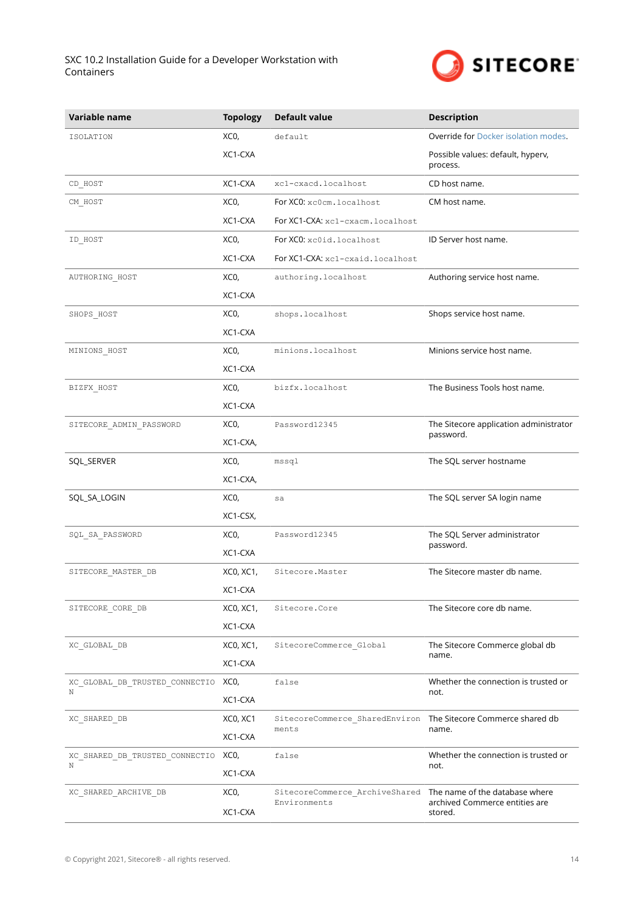| Variable name | Topology | Default value | Description |
|---|---|---|---|
| ISOLATION | XC0, XC1-CXA | default | Override for Docker isolation modes. Possible values: default, hyperv, process. |
| CD_HOST | XC1-CXA | xc1-cxacd.localhost | CD host name. |
| CM_HOST | XC0, XC1-CXA | For XC0: xc0cm.localhost For XC1-CXA: xc1-cxacm.localhost | CM host name. |
| ID_HOST | XC0, XC1-CXA | For XC0: xc0id.localhost For XC1-CXA: xc1-cxaid.localhost | ID Server host name. |
| AUTHORING_HOST | XC0, XC1-CXA | authoring.localhost | Authoring service host name. |
| SHOPS_HOST | XC0, XC1-CXA | shops.localhost | Shops service host name. |
| MINIONS_HOST | XC0, XC1-CXA | minions.localhost | Minions service host name. |
| BIZFX_HOST | XC0, XC1-CXA | bizfx.localhost | The Business Tools host name. |
| SITECORE_ADMIN_PASSWORD | XC0, XC1-CXA, | Password12345 | The Sitecore application administrator password. |
| SQL_SERVER | XC0, XC1-CXA, | mssql | The SQL server hostname |
| SQL_SA_LOGIN | XC0, XC1-CSX, | sa | The SQL server SA login name |
| SQL_SA_PASSWORD | XC0, XC1-CXA | Password12345 | The SQL Server administrator password. |
| SITECORE_MASTER_DB | XC0, XC1, XC1-CXA | Sitecore.Master | The Sitecore master db name. |
| SITECORE_CORE_DB | XC0, XC1, XC1-CXA | Sitecore.Core | The Sitecore core db name. |
| XC_GLOBAL_DB | XC0, XC1, XC1-CXA | SitecoreCommerce_Global | The Sitecore Commerce global db name. |
| XC_GLOBAL_DB_TRUSTED_CONNECTION | XC0, XC1-CXA | false | Whether the connection is trusted or not. |
| XC_SHARED_DB | XC0, XC1 XC1-CXA | SitecoreCommerce_SharedEnvironments | The Sitecore Commerce shared db name. |
| XC_SHARED_DB_TRUSTED_CONNECTION | XC0, XC1-CXA | false | Whether the connection is trusted or not. |
| XC_SHARED_ARCHIVE_DB | XC0, XC1-CXA | SitecoreCommerce_ArchiveSharedEnvironments | The name of the database where archived Commerce entities are stored. |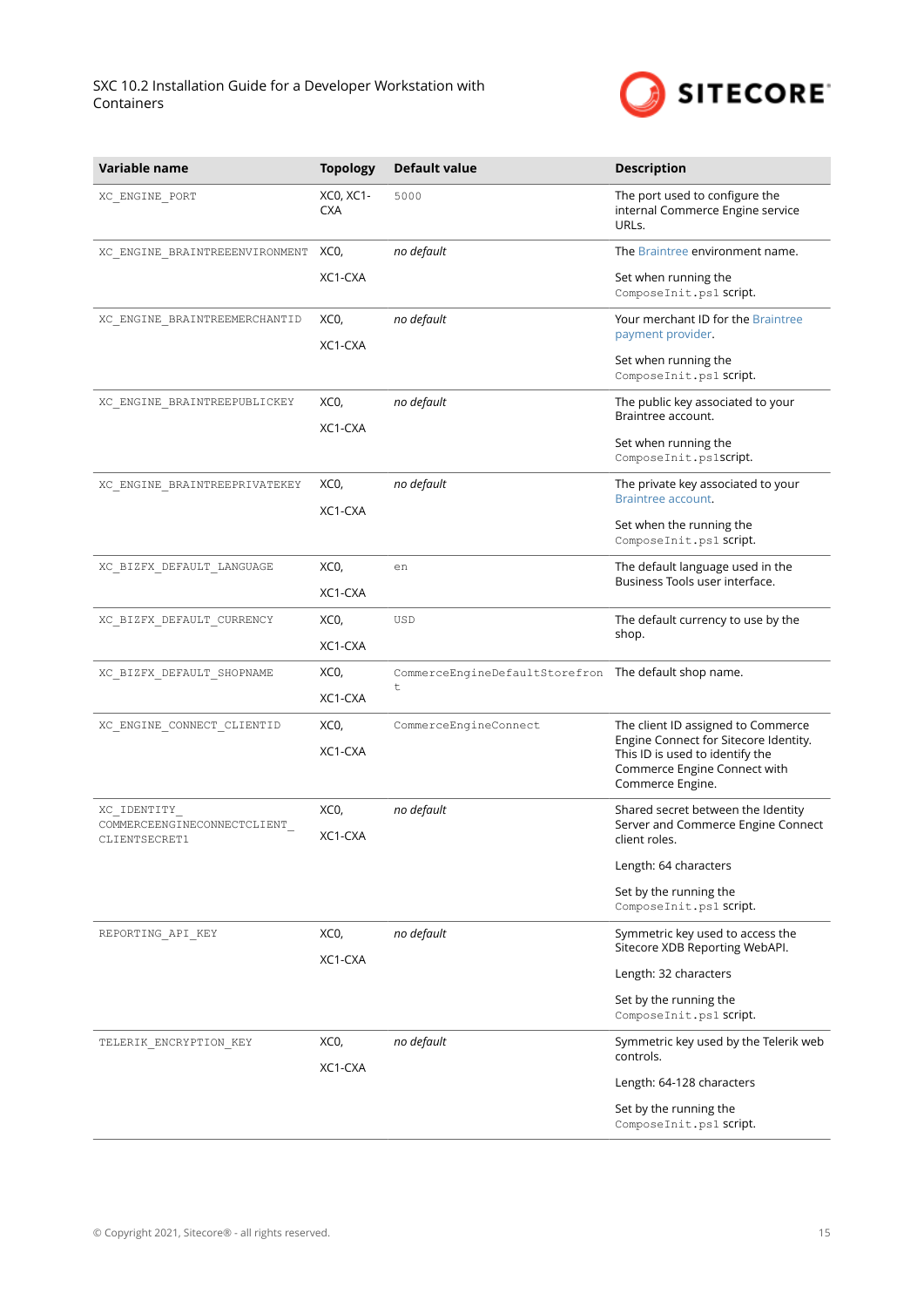| Variable name | Topology | Default value | Description |
|---|---|---|---|
| XC_ENGINE_PORT | XC0, XC1-CXA | 5000 | The port used to configure the internal Commerce Engine service URLs. |
| XC_ENGINE_BRAINTREEENVIRONMENT | XC0,<br>XC1-CXA | *no default* | The Braintree environment name.<br>Set when running the ComposeInit.ps1 script. |
| XC_ENGINE_BRAINTREEMERCHANTID | XC0,<br>XC1-CXA | *no default* | Your merchant ID for the Braintree payment provider.<br>Set when running the ComposeInit.ps1 script. |
| XC_ENGINE_BRAINTREEPUBLICKEY | XC0,<br>XC1-CXA | *no default* | The public key associated to your Braintree account.<br>Set when running the ComposeInit.ps1script. |
| XC_ENGINE_BRAINTREEPRIVATEKEY | XC0,<br>XC1-CXA | *no default* | The private key associated to your Braintree account.<br>Set when the running the ComposeInit.ps1 script. |
| XC_BIZFX_DEFAULT_LANGUAGE | XC0,<br>XC1-CXA | en | The default language used in the Business Tools user interface. |
| XC_BIZFX_DEFAULT_CURRENCY | XC0,<br>XC1-CXA | USD | The default currency to use by the shop. |
| XC_BIZFX_DEFAULT_SHOPNAME | XC0,<br>XC1-CXA | CommerceEngineDefaultStorefront | The default shop name. |
| XC_ENGINE_CONNECT_CLIENTID | XC0,<br>XC1-CXA | CommerceEngineConnect | The client ID assigned to Commerce Engine Connect for Sitecore Identity. This ID is used to identify the Commerce Engine Connect with Commerce Engine. |
| XC_IDENTITY_COMMERCEENGINECONNECTCLIENT_CLIENTSECRET1 | XC0,<br>XC1-CXA | *no default* | Shared secret between the Identity Server and Commerce Engine Connect client roles.<br>Length: 64 characters<br>Set by the running the ComposeInit.ps1 script. |
| REPORTING_API_KEY | XC0,<br>XC1-CXA | *no default* | Symmetric key used to access the Sitecore XDB Reporting WebAPI.<br>Length: 32 characters<br>Set by the running the ComposeInit.ps1 script. |
| TELERIK_ENCRYPTION_KEY | XC0,<br>XC1-CXA | *no default* | Symmetric key used by the Telerik web controls.<br>Length: 64-128 characters<br>Set by the running the ComposeInit.ps1 script. |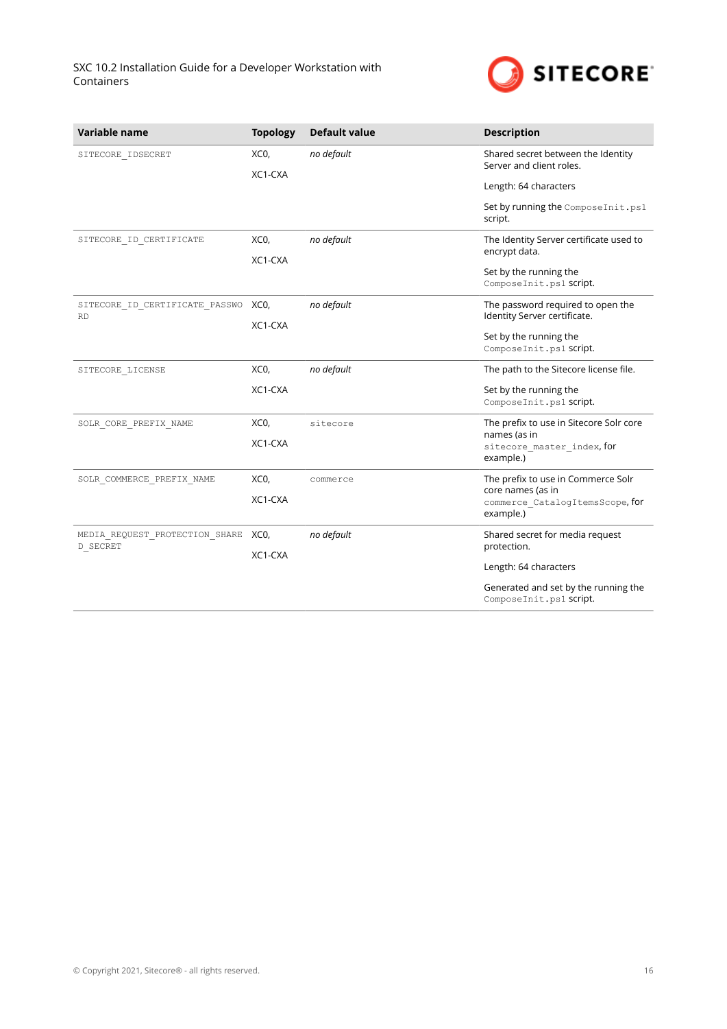| Variable name | Topology | Default value | Description |
| --- | --- | --- | --- |
| `SITECORE_IDSECRET` | XC0,<br>XC1-CXA | *no default* | Shared secret between the Identity Server and client roles.<br>Length: 64 characters<br>Set by running the `ComposeInit.ps1` script. |
| `SITECORE_ID_CERTIFICATE` | XC0,<br>XC1-CXA | *no default* | The Identity Server certificate used to encrypt data.<br>Set by the running the `ComposeInit.ps1` script. |
| `SITECORE_ID_CERTIFICATE_PASSWORD` | XC0,<br>XC1-CXA | *no default* | The password required to open the Identity Server certificate.<br>Set by the running the `ComposeInit.ps1` script. |
| `SITECORE_LICENSE` | XC0,<br>XC1-CXA | *no default* | The path to the Sitecore license file.<br>Set by the running the `ComposeInit.ps1` script. |
| `SOLR_CORE_PREFIX_NAME` | XC0,<br>XC1-CXA | `sitecore` | The prefix to use in Sitecore Solr core names (as in `sitecore_master_index`, for example.) |
| `SOLR_COMMERCE_PREFIX_NAME` | XC0,<br>XC1-CXA | `commerce` | The prefix to use in Commerce Solr core names (as in `commerce_CatalogItemsScope`, for example.) |
| `MEDIA_REQUEST_PROTECTION_SHARED_SECRET` | XC0,<br>XC1-CXA | *no default* | Shared secret for media request protection.<br>Length: 64 characters<br>Generated and set by the running the `ComposeInit.ps1` script. |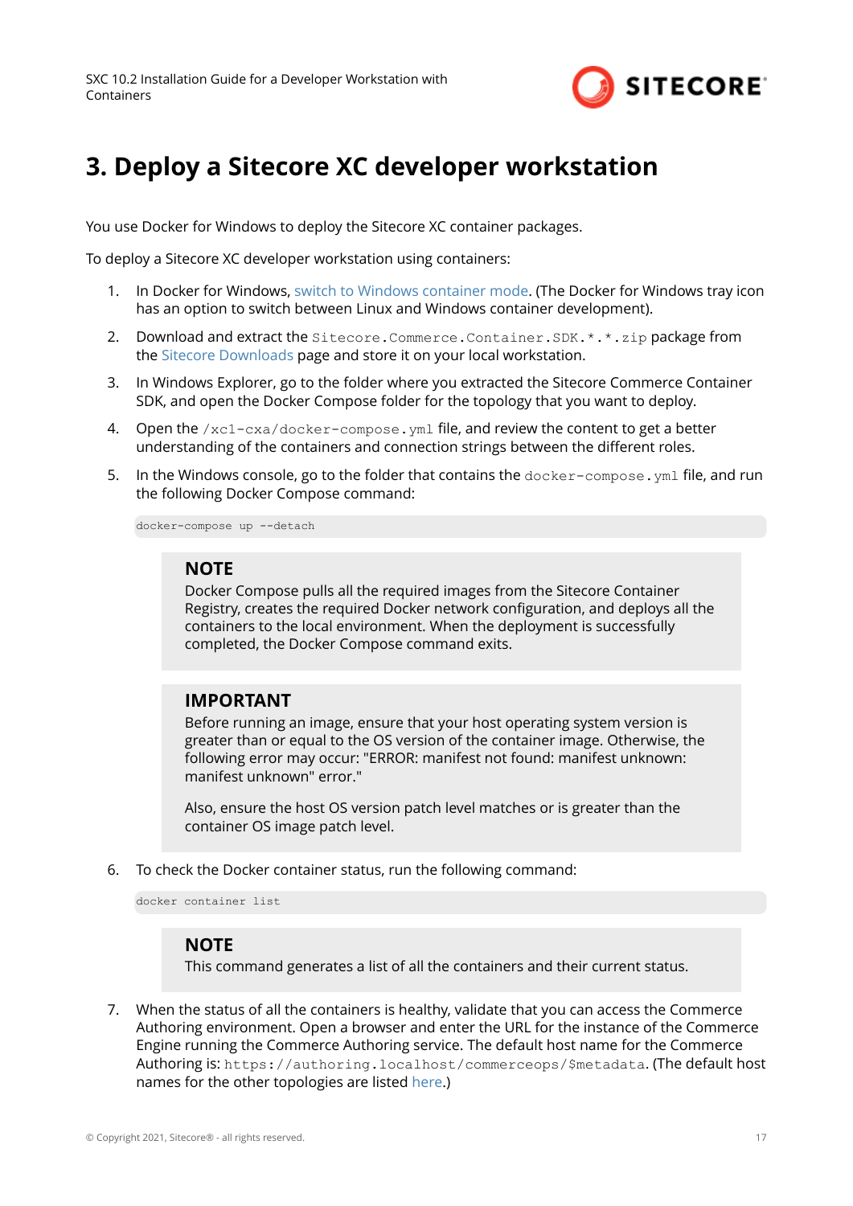# 3. Deploy a Sitecore XC developer workstation

You use Docker for Windows to deploy the Sitecore XC container packages.

To deploy a Sitecore XC developer workstation using containers:

1. In Docker for Windows, switch to Windows container mode. (The Docker for Windows tray icon has an option to switch between Linux and Windows container development).
2. Download and extract the `Sitecore.Commerce.Container.SDK.*.*.zip` package from the Sitecore Downloads page and store it on your local workstation.
3. In Windows Explorer, go to the folder where you extracted the Sitecore Commerce Container SDK, and open the Docker Compose folder for the topology that you want to deploy.
4. Open the `/xc1-cxa/docker-compose.yml` file, and review the content to get a better understanding of the containers and connection strings between the different roles.
5. In the Windows console, go to the folder that contains the `docker-compose.yml` file, and run the following Docker Compose command:

   ```
   docker-compose up --detach
   ```

   > **NOTE**
   > Docker Compose pulls all the required images from the Sitecore Container Registry, creates the required Docker network configuration, and deploys all the containers to the local environment. When the deployment is successfully completed, the Docker Compose command exits.

   > **IMPORTANT**
   > Before running an image, ensure that your host operating system version is greater than or equal to the OS version of the container image. Otherwise, the following error may occur: "ERROR: manifest not found: manifest unknown: manifest unknown" error."
   >
   > Also, ensure the host OS version patch level matches or is greater than the container OS image patch level.

6. To check the Docker container status, run the following command:

   ```
   docker container list
   ```

   > **NOTE**
   > This command generates a list of all the containers and their current status.

7. When the status of all the containers is healthy, validate that you can access the Commerce Authoring environment. Open a browser and enter the URL for the instance of the Commerce Engine running the Commerce Authoring service. The default host name for the Commerce Authoring is: `https://authoring.localhost/commerceops/$metadata`. (The default host names for the other topologies are listed here.)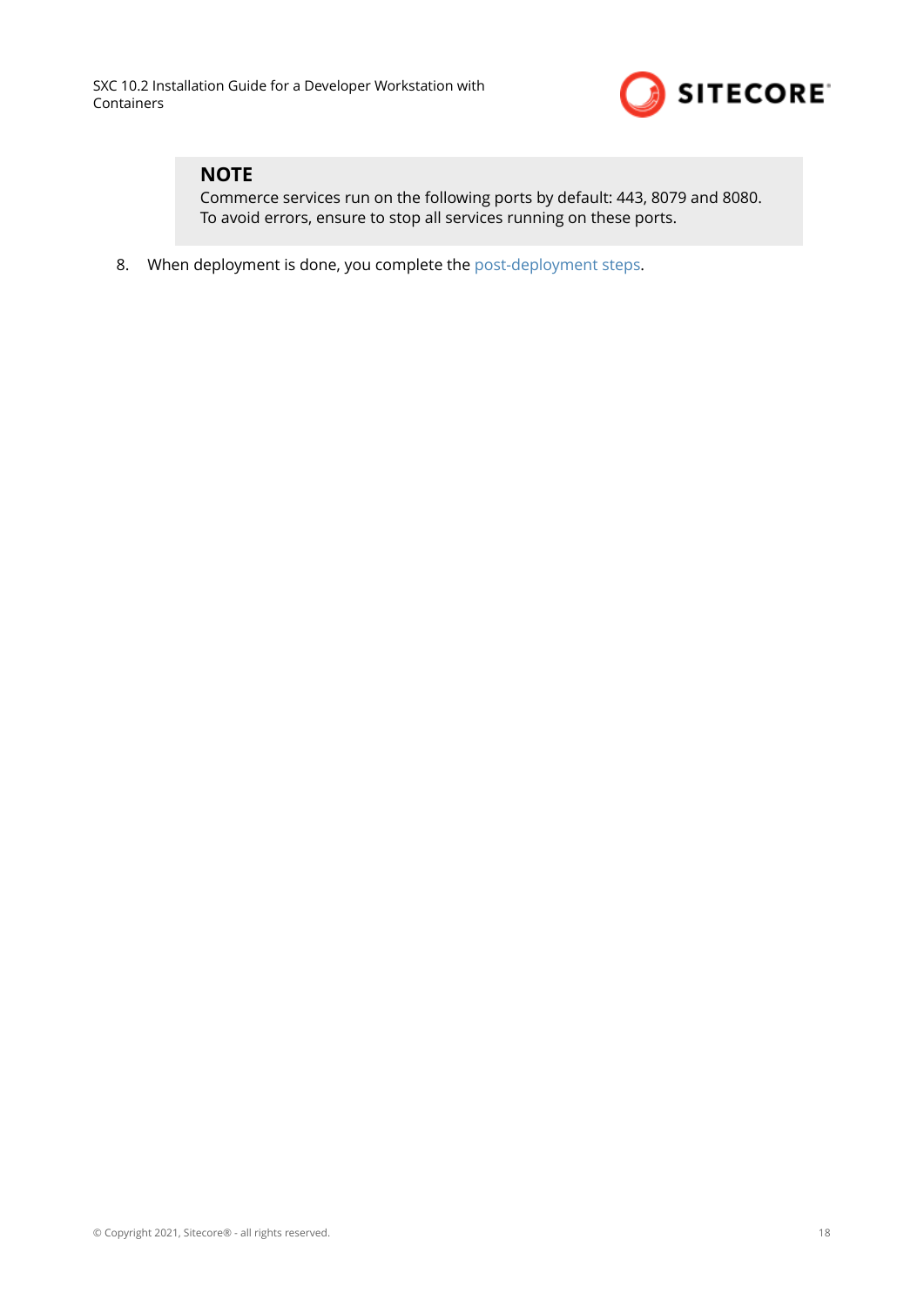> **NOTE**
> Commerce services run on the following ports by default: 443, 8079 and 8080. To avoid errors, ensure to stop all services running on these ports.

8. When deployment is done, you complete the post-deployment steps.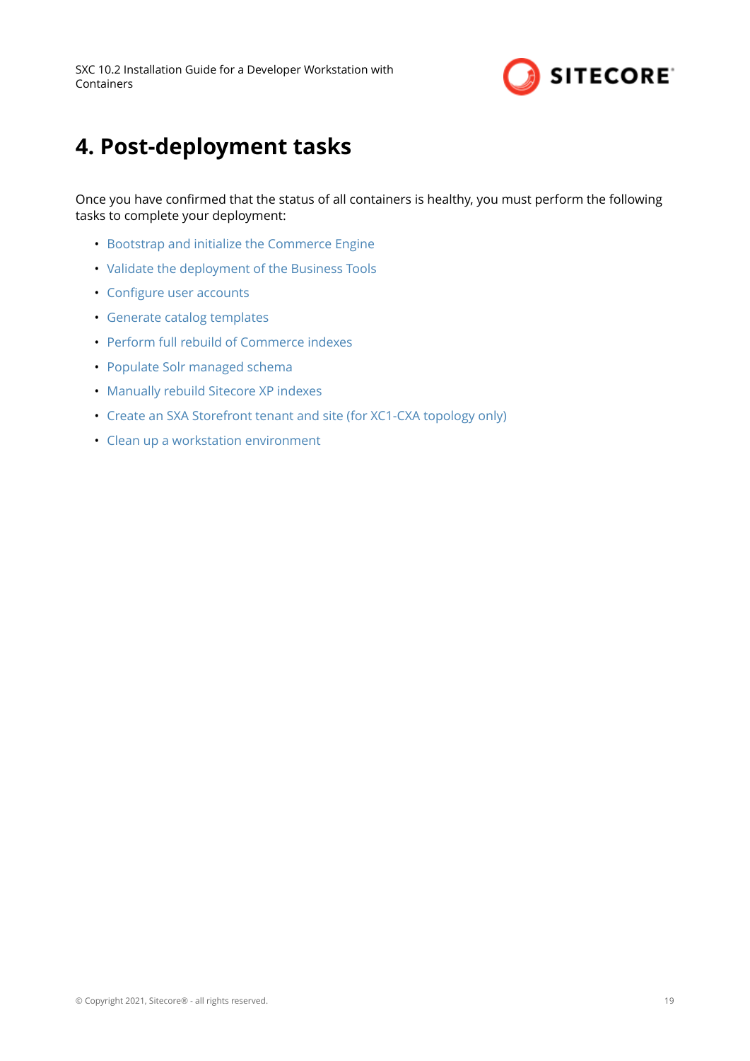# 4. Post-deployment tasks

Once you have confirmed that the status of all containers is healthy, you must perform the following tasks to complete your deployment:

- Bootstrap and initialize the Commerce Engine
- Validate the deployment of the Business Tools
- Configure user accounts
- Generate catalog templates
- Perform full rebuild of Commerce indexes
- Populate Solr managed schema
- Manually rebuild Sitecore XP indexes
- Create an SXA Storefront tenant and site (for XC1-CXA topology only)
- Clean up a workstation environment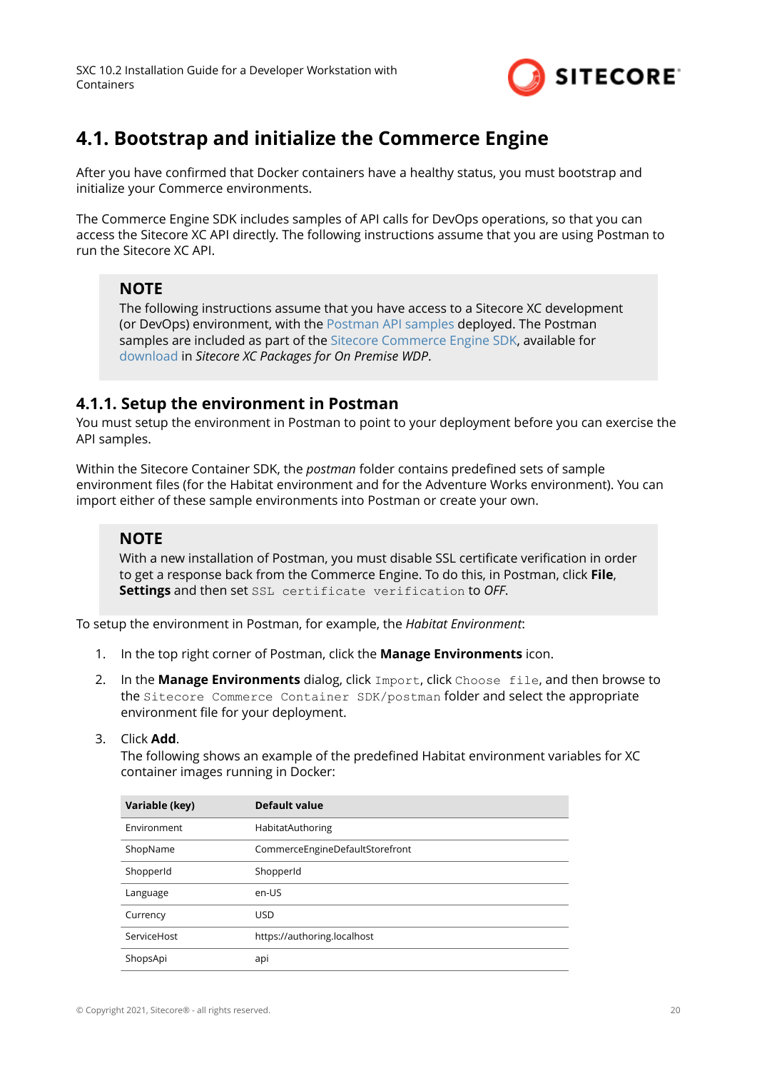## 4.1. Bootstrap and initialize the Commerce Engine

After you have confirmed that Docker containers have a healthy status, you must bootstrap and initialize your Commerce environments.

The Commerce Engine SDK includes samples of API calls for DevOps operations, so that you can access the Sitecore XC API directly. The following instructions assume that you are using Postman to run the Sitecore XC API.

> **NOTE**
>
> The following instructions assume that you have access to a Sitecore XC development (or DevOps) environment, with the Postman API samples deployed. The Postman samples are included as part of the Sitecore Commerce Engine SDK, available for download in *Sitecore XC Packages for On Premise WDP*.

### 4.1.1. Setup the environment in Postman

You must setup the environment in Postman to point to your deployment before you can exercise the API samples.

Within the Sitecore Container SDK, the *postman* folder contains predefined sets of sample environment files (for the Habitat environment and for the Adventure Works environment). You can import either of these sample environments into Postman or create your own.

> **NOTE**
>
> With a new installation of Postman, you must disable SSL certificate verification in order to get a response back from the Commerce Engine. To do this, in Postman, click **File**, **Settings** and then set `SSL certificate verification` to *OFF*.

To setup the environment in Postman, for example, the *Habitat Environment*:

1. In the top right corner of Postman, click the **Manage Environments** icon.
2. In the **Manage Environments** dialog, click `Import`, click `Choose file`, and then browse to the `Sitecore Commerce Container SDK/postman` folder and select the appropriate environment file for your deployment.
3. Click **Add**.
   The following shows an example of the predefined Habitat environment variables for XC container images running in Docker:

| Variable (key) | Default value |
|---|---|
| Environment | HabitatAuthoring |
| ShopName | CommerceEngineDefaultStorefront |
| ShopperId | ShopperId |
| Language | en-US |
| Currency | USD |
| ServiceHost | https://authoring.localhost |
| ShopsApi | api |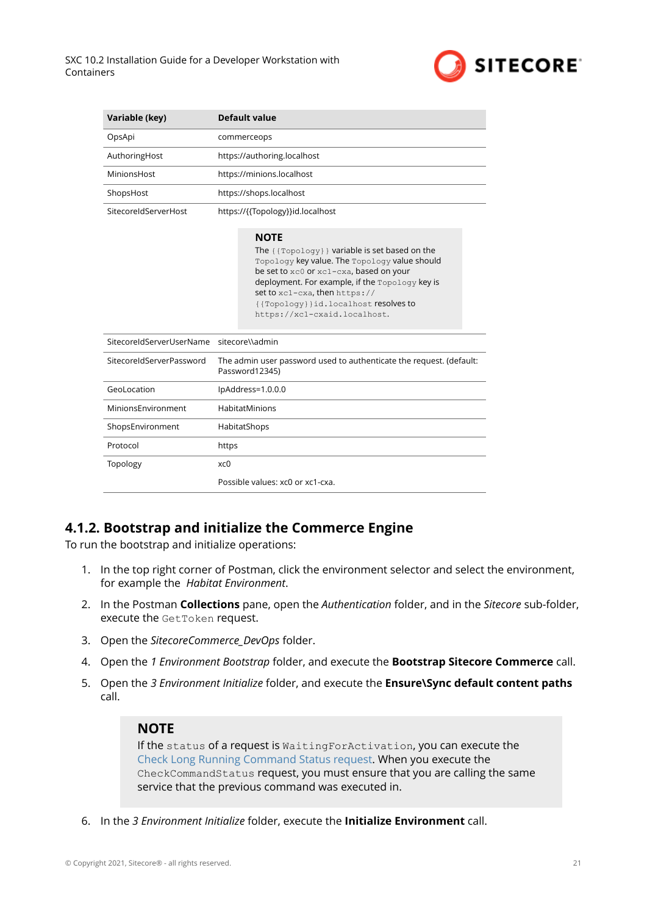| Variable (key) | Default value |
|---|---|
| OpsApi | commerceops |
| AuthoringHost | https://authoring.localhost |
| MinionsHost | https://minions.localhost |
| ShopsHost | https://shops.localhost |
| SitecoreIdServerHost | https://{{Topology}}id.localhost<br><br>**NOTE**<br>The `{{Topology}}` variable is set based on the `Topology` key value. The `Topology` value should be set to `xc0` or `xc1-cxa`, based on your deployment. For example, if the `Topology` key is set to `xc1-cxa`, then `https://{{Topology}}id.localhost` resolves to `https://xc1-cxaid.localhost`. |
| SitecoreIdServerUserName | sitecore\\admin |
| SitecoreIdServerPassword | The admin user password used to authenticate the request. (default: Password12345) |
| GeoLocation | IpAddress=1.0.0.0 |
| MinionsEnvironment | HabitatMinions |
| ShopsEnvironment | HabitatShops |
| Protocol | https |
| Topology | xc0<br><br>Possible values: xc0 or xc1-cxa. |

### 4.1.2. Bootstrap and initialize the Commerce Engine

To run the bootstrap and initialize operations:

1. In the top right corner of Postman, click the environment selector and select the environment, for example the *Habitat Environment*.
2. In the Postman **Collections** pane, open the *Authentication* folder, and in the *Sitecore* sub-folder, execute the `GetToken` request.
3. Open the *SitecoreCommerce_DevOps* folder.
4. Open the *1 Environment Bootstrap* folder, and execute the **Bootstrap Sitecore Commerce** call.
5. Open the *3 Environment Initialize* folder, and execute the **Ensure\Sync default content paths** call.

   > **NOTE**
   > If the `status` of a request is `WaitingForActivation`, you can execute the Check Long Running Command Status request. When you execute the `CheckCommandStatus` request, you must ensure that you are calling the same service that the previous command was executed in.

6. In the *3 Environment Initialize* folder, execute the **Initialize Environment** call.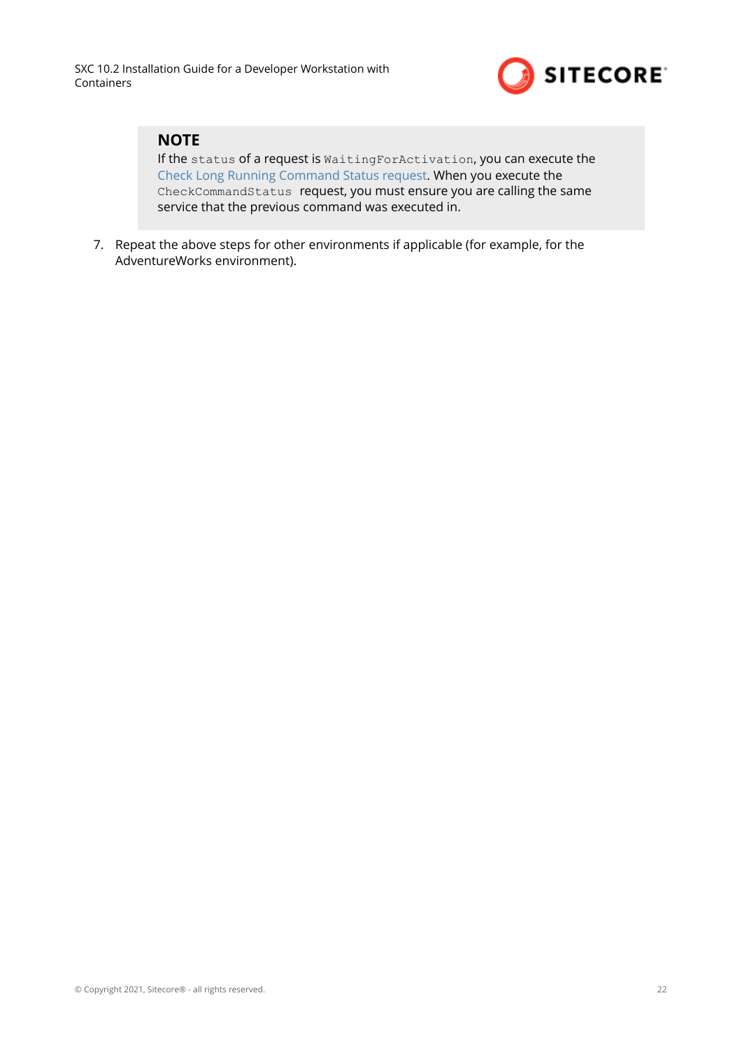> **NOTE**
> If the `status` of a request is `WaitingForActivation`, you can execute the Check Long Running Command Status request. When you execute the `CheckCommandStatus` request, you must ensure you are calling the same service that the previous command was executed in.

7. Repeat the above steps for other environments if applicable (for example, for the AdventureWorks environment).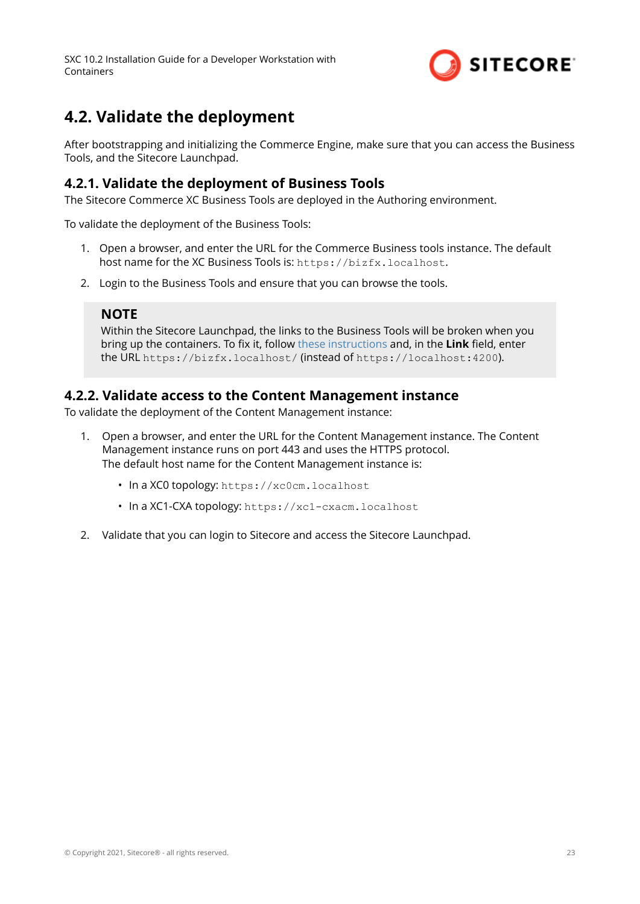## 4.2. Validate the deployment

After bootstrapping and initializing the Commerce Engine, make sure that you can access the Business Tools, and the Sitecore Launchpad.

### 4.2.1. Validate the deployment of Business Tools

The Sitecore Commerce XC Business Tools are deployed in the Authoring environment.

To validate the deployment of the Business Tools:

1. Open a browser, and enter the URL for the Commerce Business tools instance. The default host name for the XC Business Tools is: `https://bizfx.localhost`.
2. Login to the Business Tools and ensure that you can browse the tools.

> **NOTE**
> Within the Sitecore Launchpad, the links to the Business Tools will be broken when you bring up the containers. To fix it, follow these instructions and, in the **Link** field, enter the URL `https://bizfx.localhost/` (instead of `https://localhost:4200`).

### 4.2.2. Validate access to the Content Management instance

To validate the deployment of the Content Management instance:

1. Open a browser, and enter the URL for the Content Management instance. The Content Management instance runs on port 443 and uses the HTTPS protocol.
   The default host name for the Content Management instance is:
   - In a XC0 topology: `https://xc0cm.localhost`
   - In a XC1-CXA topology: `https://xc1-cxacm.localhost`
2. Validate that you can login to Sitecore and access the Sitecore Launchpad.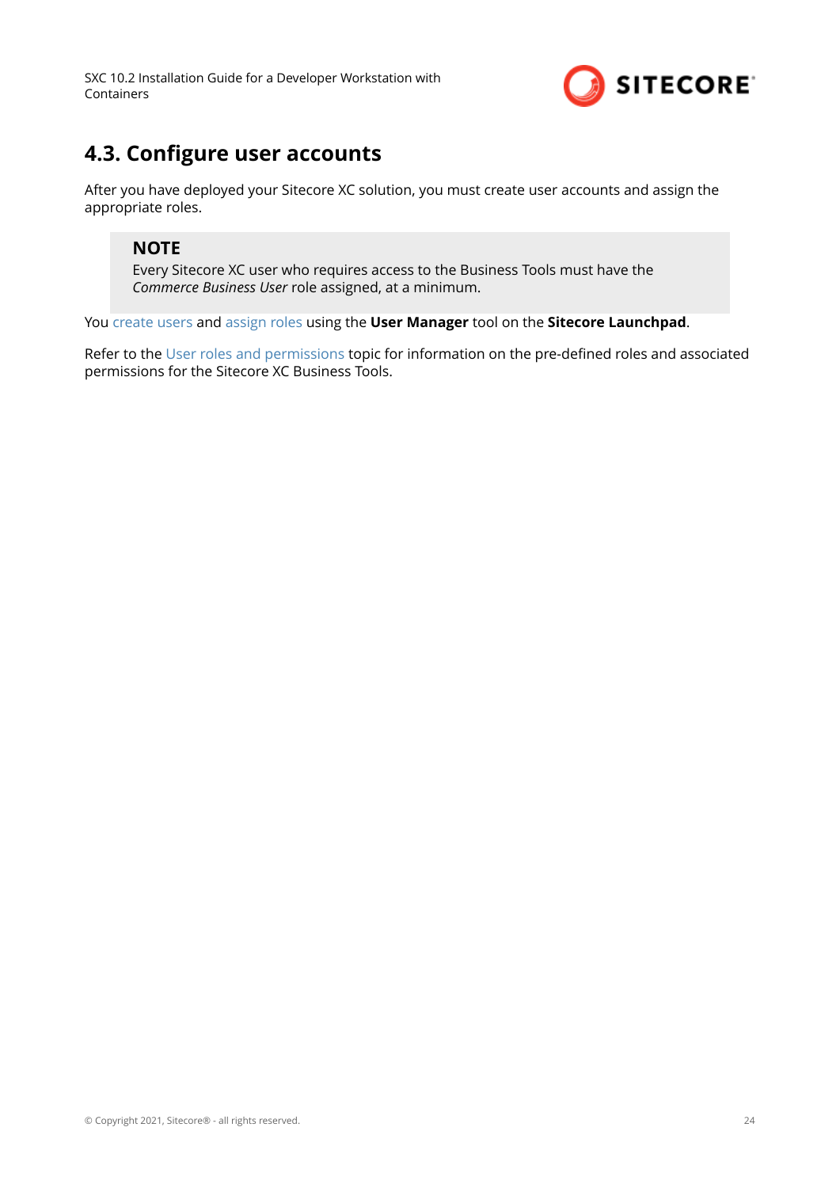## 4.3. Configure user accounts

After you have deployed your Sitecore XC solution, you must create user accounts and assign the appropriate roles.

> **NOTE**
>
> Every Sitecore XC user who requires access to the Business Tools must have the *Commerce Business User* role assigned, at a minimum.

You create users and assign roles using the **User Manager** tool on the **Sitecore Launchpad**.

Refer to the User roles and permissions topic for information on the pre-defined roles and associated permissions for the Sitecore XC Business Tools.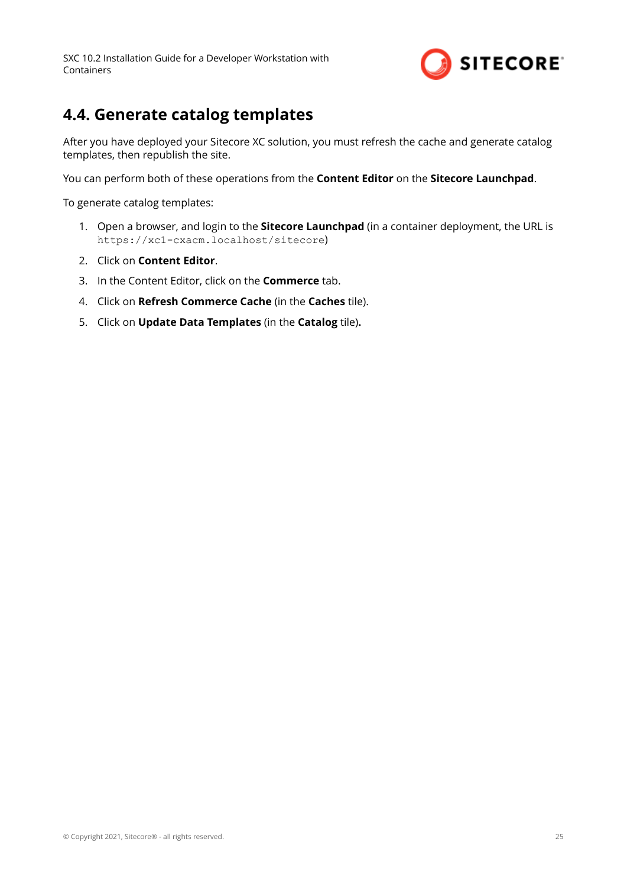## 4.4. Generate catalog templates

After you have deployed your Sitecore XC solution, you must refresh the cache and generate catalog templates, then republish the site.

You can perform both of these operations from the **Content Editor** on the **Sitecore Launchpad**.

To generate catalog templates:

1. Open a browser, and login to the **Sitecore Launchpad** (in a container deployment, the URL is `https://xc1-cxacm.localhost/sitecore`)
2. Click on **Content Editor**.
3. In the Content Editor, click on the **Commerce** tab.
4. Click on **Refresh Commerce Cache** (in the **Caches** tile).
5. Click on **Update Data Templates** (in the **Catalog** tile)**.**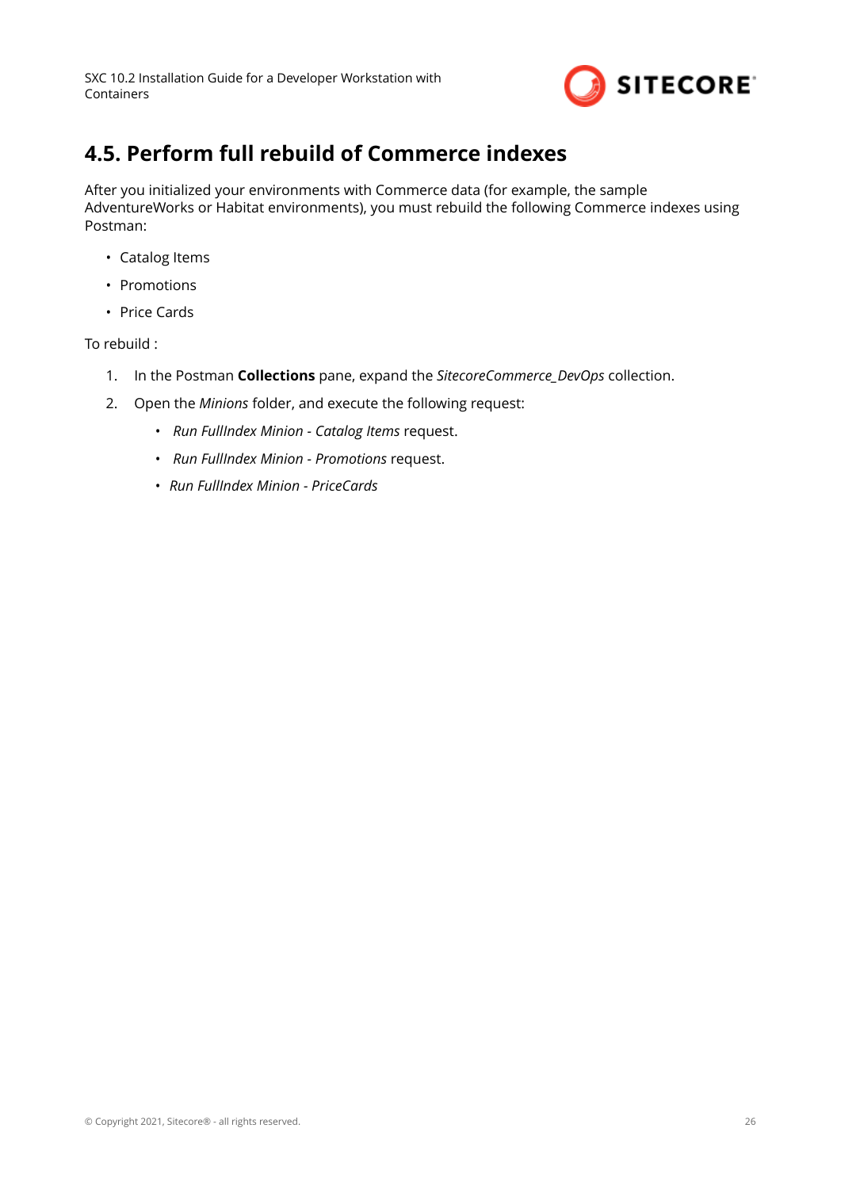## 4.5. Perform full rebuild of Commerce indexes

After you initialized your environments with Commerce data (for example, the sample AdventureWorks or Habitat environments), you must rebuild the following Commerce indexes using Postman:

- Catalog Items
- Promotions
- Price Cards

To rebuild :

1. In the Postman **Collections** pane, expand the *SitecoreCommerce_DevOps* collection.
2. Open the *Minions* folder, and execute the following request:
   - *Run FullIndex Minion - Catalog Items* request.
   - *Run FullIndex Minion - Promotions* request.
   - *Run FullIndex Minion - PriceCards*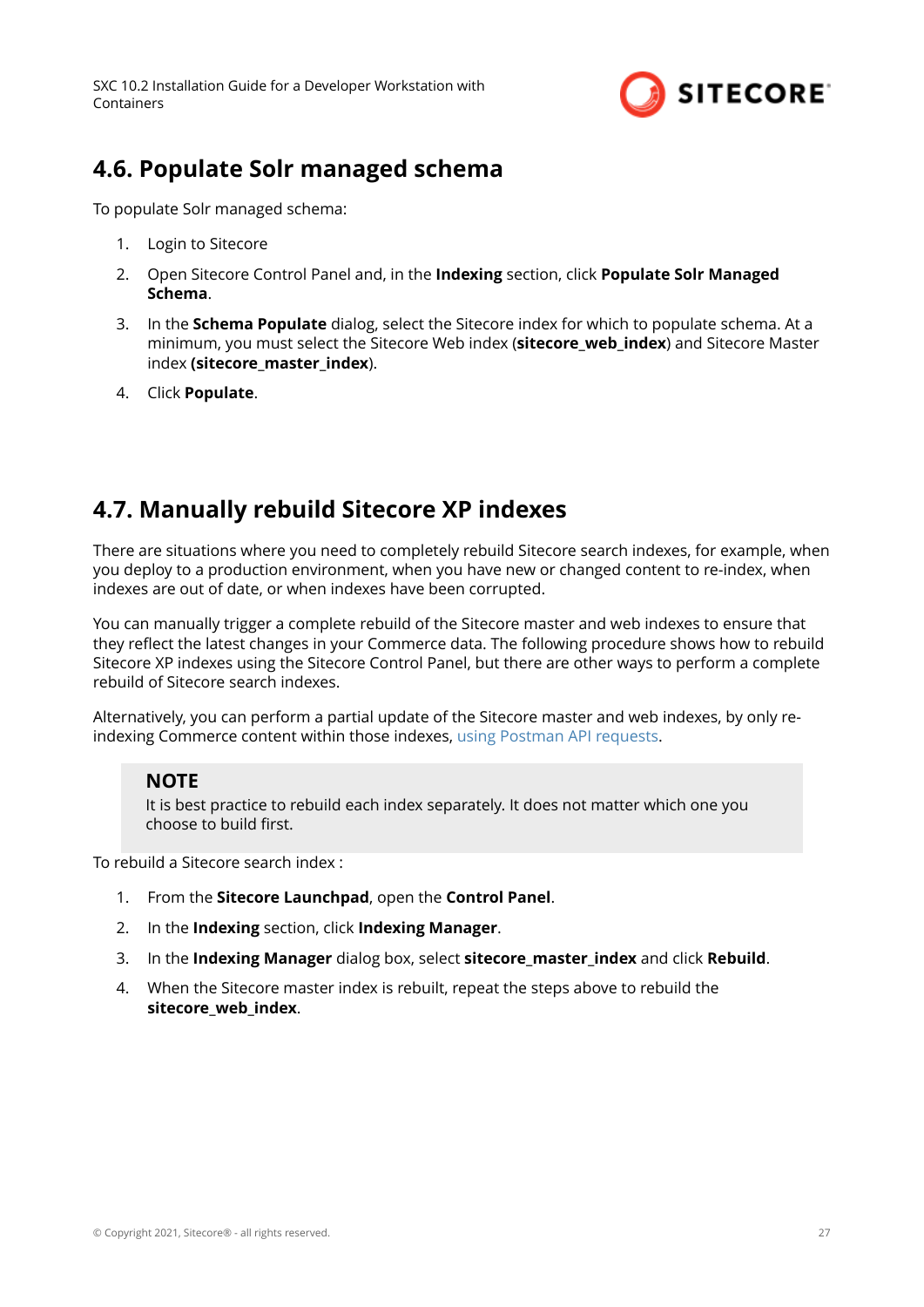## 4.6. Populate Solr managed schema

To populate Solr managed schema:

1. Login to Sitecore
2. Open Sitecore Control Panel and, in the **Indexing** section, click **Populate Solr Managed Schema**.
3. In the **Schema Populate** dialog, select the Sitecore index for which to populate schema. At a minimum, you must select the Sitecore Web index (**sitecore_web_index**) and Sitecore Master index **(sitecore_master_index**).
4. Click **Populate**.

## 4.7. Manually rebuild Sitecore XP indexes

There are situations where you need to completely rebuild Sitecore search indexes, for example, when you deploy to a production environment, when you have new or changed content to re-index, when indexes are out of date, or when indexes have been corrupted.

You can manually trigger a complete rebuild of the Sitecore master and web indexes to ensure that they reflect the latest changes in your Commerce data. The following procedure shows how to rebuild Sitecore XP indexes using the Sitecore Control Panel, but there are other ways to perform a complete rebuild of Sitecore search indexes.

Alternatively, you can perform a partial update of the Sitecore master and web indexes, by only re-indexing Commerce content within those indexes, using Postman API requests.

> **NOTE**
> It is best practice to rebuild each index separately. It does not matter which one you choose to build first.

To rebuild a Sitecore search index :

1. From the **Sitecore Launchpad**, open the **Control Panel**.
2. In the **Indexing** section, click **Indexing Manager**.
3. In the **Indexing Manager** dialog box, select **sitecore_master_index** and click **Rebuild**.
4. When the Sitecore master index is rebuilt, repeat the steps above to rebuild the **sitecore_web_index**.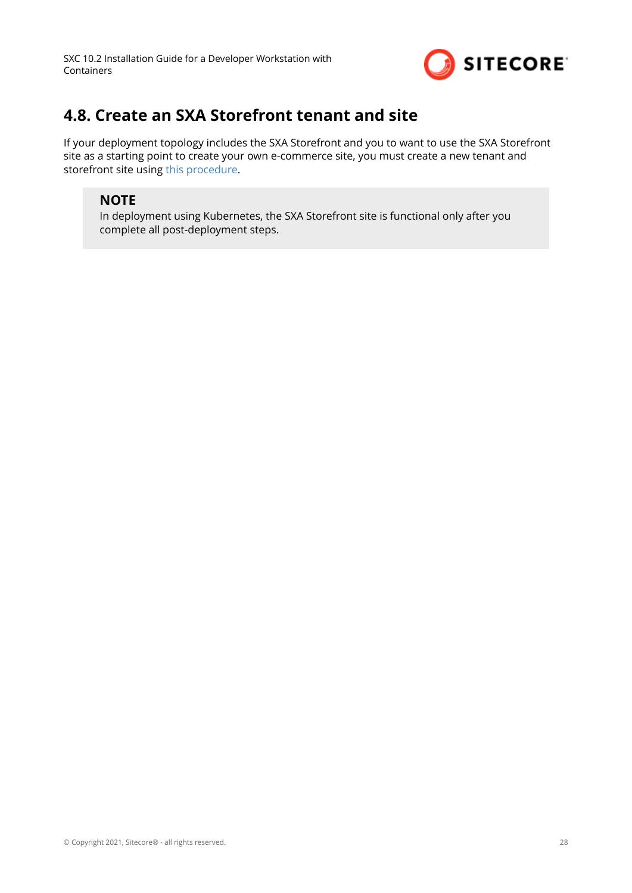## 4.8. Create an SXA Storefront tenant and site

If your deployment topology includes the SXA Storefront and you to want to use the SXA Storefront site as a starting point to create your own e-commerce site, you must create a new tenant and storefront site using this procedure.

> **NOTE**
> In deployment using Kubernetes, the SXA Storefront site is functional only after you complete all post-deployment steps.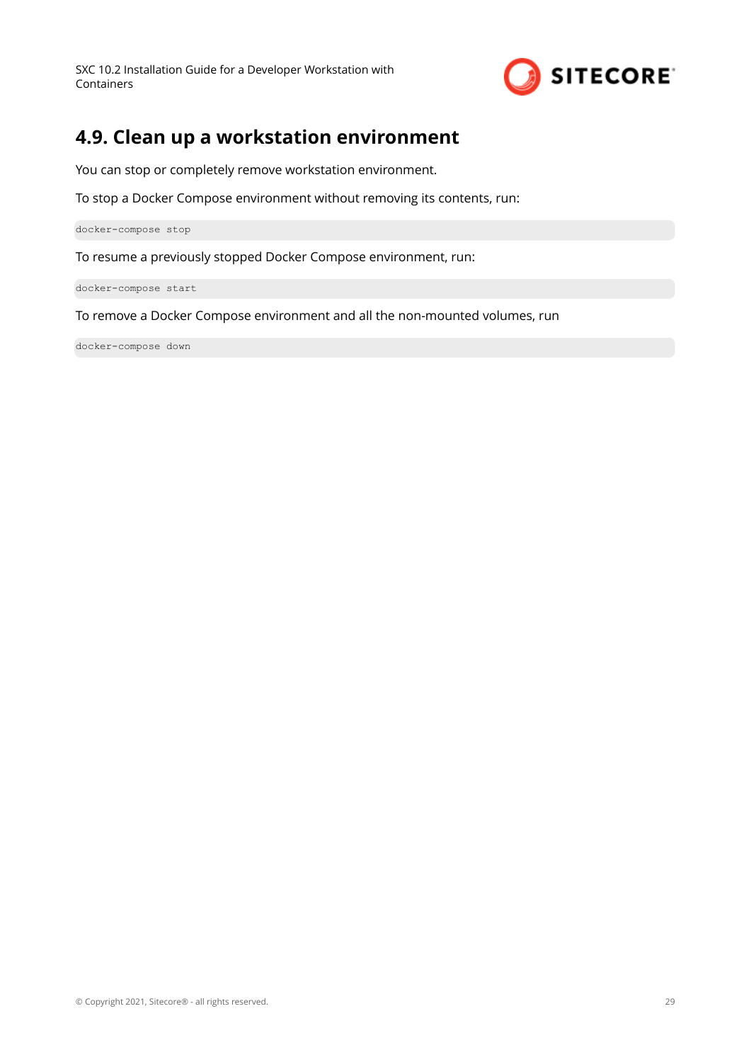## 4.9. Clean up a workstation environment

You can stop or completely remove workstation environment.

To stop a Docker Compose environment without removing its contents, run:

```
docker-compose stop
```

To resume a previously stopped Docker Compose environment, run:

```
docker-compose start
```

To remove a Docker Compose environment and all the non-mounted volumes, run

```
docker-compose down
```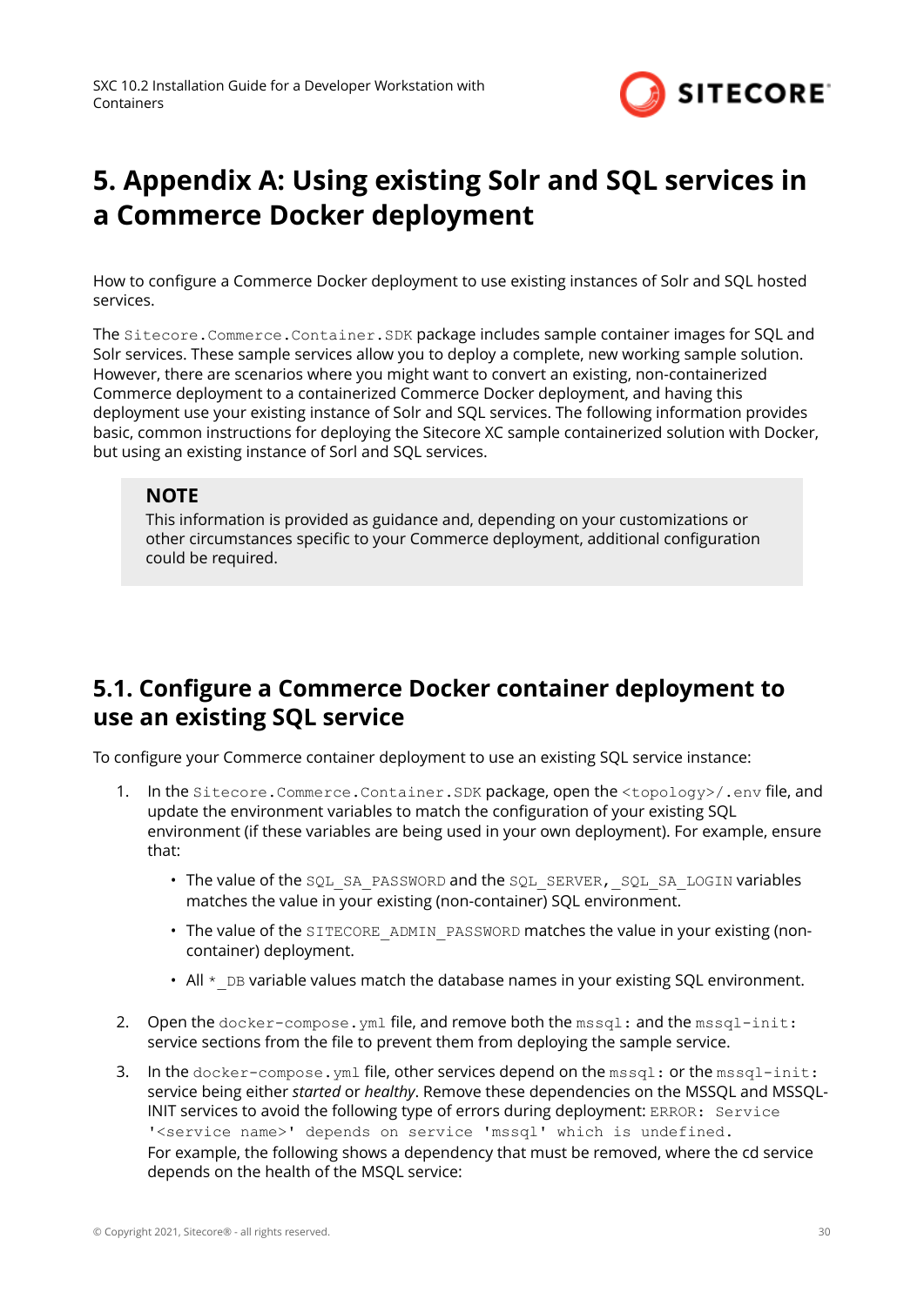# 5. Appendix A: Using existing Solr and SQL services in a Commerce Docker deployment

How to configure a Commerce Docker deployment to use existing instances of Solr and SQL hosted services.

The `Sitecore.Commerce.Container.SDK` package includes sample container images for SQL and Solr services. These sample services allow you to deploy a complete, new working sample solution. However, there are scenarios where you might want to convert an existing, non-containerized Commerce deployment to a containerized Commerce Docker deployment, and having this deployment use your existing instance of Solr and SQL services. The following information provides basic, common instructions for deploying the Sitecore XC sample containerized solution with Docker, but using an existing instance of Sorl and SQL services.

> **NOTE**
> This information is provided as guidance and, depending on your customizations or other circumstances specific to your Commerce deployment, additional configuration could be required.

## 5.1. Configure a Commerce Docker container deployment to use an existing SQL service

To configure your Commerce container deployment to use an existing SQL service instance:

1. In the `Sitecore.Commerce.Container.SDK` package, open the `<topology>/.env` file, and update the environment variables to match the configuration of your existing SQL environment (if these variables are being used in your own deployment). For example, ensure that:
   - The value of the `SQL_SA_PASSWORD` and the `SQL_SERVER, SQL_SA_LOGIN` variables matches the value in your existing (non-container) SQL environment.
   - The value of the `SITECORE_ADMIN_PASSWORD` matches the value in your existing (non-container) deployment.
   - All `*_DB` variable values match the database names in your existing SQL environment.
2. Open the `docker-compose.yml` file, and remove both the `mssql:` and the `mssql-init:` service sections from the file to prevent them from deploying the sample service.
3. In the `docker-compose.yml` file, other services depend on the `mssql:` or the `mssql-init:` service being either *started* or *healthy*. Remove these dependencies on the MSSQL and MSSQL-INIT services to avoid the following type of errors during deployment: `ERROR: Service '<service name>' depends on service 'mssql' which is undefined.`
   For example, the following shows a dependency that must be removed, where the cd service depends on the health of the MSQL service: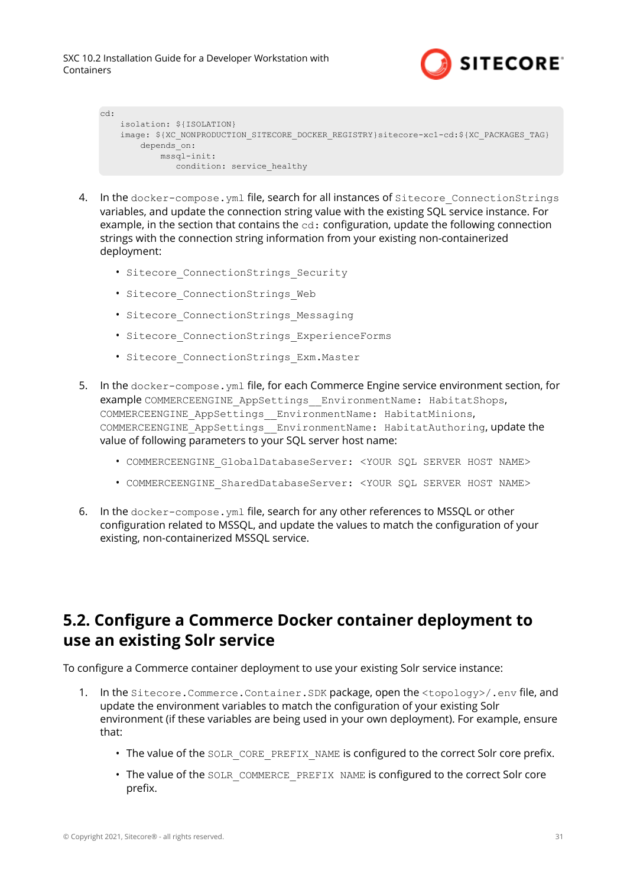```
cd:
    isolation: ${ISOLATION}
    image: ${XC_NONPRODUCTION_SITECORE_DOCKER_REGISTRY}sitecore-xc1-cd:${XC_PACKAGES_TAG}
        depends_on:
            mssql-init:
               condition: service_healthy
```

4. In the `docker-compose.yml` file, search for all instances of `Sitecore_ConnectionStrings` variables, and update the connection string value with the existing SQL service instance. For example, in the section that contains the `cd:` configuration, update the following connection strings with the connection string information from your existing non-containerized deployment:
   - `Sitecore_ConnectionStrings_Security`
   - `Sitecore_ConnectionStrings_Web`
   - `Sitecore_ConnectionStrings_Messaging`
   - `Sitecore_ConnectionStrings_ExperienceForms`
   - `Sitecore_ConnectionStrings_Exm.Master`

5. In the `docker-compose.yml` file, for each Commerce Engine service environment section, for example `COMMERCEENGINE_AppSettings__EnvironmentName: HabitatShops`, `COMMERCEENGINE_AppSettings__EnvironmentName: HabitatMinions`, `COMMERCEENGINE_AppSettings__EnvironmentName: HabitatAuthoring`, update the value of following parameters to your SQL server host name:
   - `COMMERCEENGINE_GlobalDatabaseServer: <YOUR SQL SERVER HOST NAME>`
   - `COMMERCEENGINE_SharedDatabaseServer: <YOUR SQL SERVER HOST NAME>`

6. In the `docker-compose.yml` file, search for any other references to MSSQL or other configuration related to MSSQL, and update the values to match the configuration of your existing, non-containerized MSSQL service.

## 5.2. Configure a Commerce Docker container deployment to use an existing Solr service

To configure a Commerce container deployment to use your existing Solr service instance:

1. In the `Sitecore.Commerce.Container.SDK` package, open the `<topology>/.env` file, and update the environment variables to match the configuration of your existing Solr environment (if these variables are being used in your own deployment). For example, ensure that:
   - The value of the `SOLR_CORE_PREFIX_NAME` is configured to the correct Solr core prefix.
   - The value of the `SOLR_COMMERCE_PREFIX NAME` is configured to the correct Solr core prefix.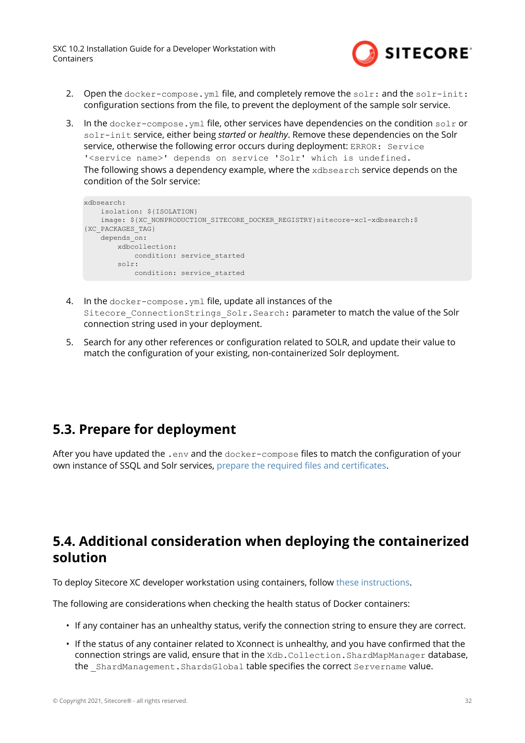2. Open the `docker-compose.yml` file, and completely remove the `solr:` and the `solr-init:` configuration sections from the file, to prevent the deployment of the sample solr service.

3. In the `docker-compose.yml` file, other services have dependencies on the condition `solr` or `solr-init` service, either being *started* or *healthy*. Remove these dependencies on the Solr service, otherwise the following error occurs during deployment: `ERROR: Service '<service name>' depends on service 'Solr' which is undefined.`
   The following shows a dependency example, where the `xdbsearch` service depends on the condition of the Solr service:

```
xdbsearch:
    isolation: ${ISOLATION}
    image: ${XC_NONPRODUCTION_SITECORE_DOCKER_REGISTRY}sitecore-xc1-xdbsearch:$
{XC_PACKAGES_TAG}
    depends_on:
        xdbcollection:
            condition: service_started
        solr:
            condition: service_started
```

4. In the `docker-compose.yml` file, update all instances of the `Sitecore_ConnectionStrings_Solr.Search:` parameter to match the value of the Solr connection string used in your deployment.

5. Search for any other references or configuration related to SOLR, and update their value to match the configuration of your existing, non-containerized Solr deployment.

## 5.3. Prepare for deployment

After you have updated the `.env` and the `docker-compose` files to match the configuration of your own instance of SSQL and Solr services, prepare the required files and certificates.

## 5.4. Additional consideration when deploying the containerized solution

To deploy Sitecore XC developer workstation using containers, follow these instructions.

The following are considerations when checking the health status of Docker containers:

- If any container has an unhealthy status, verify the connection string to ensure they are correct.
- If the status of any container related to Xconnect is unhealthy, and you have confirmed that the connection strings are valid, ensure that in the `Xdb.Collection.ShardMapManager` database, the `_ShardManagement.ShardsGlobal` table specifies the correct `Servername` value.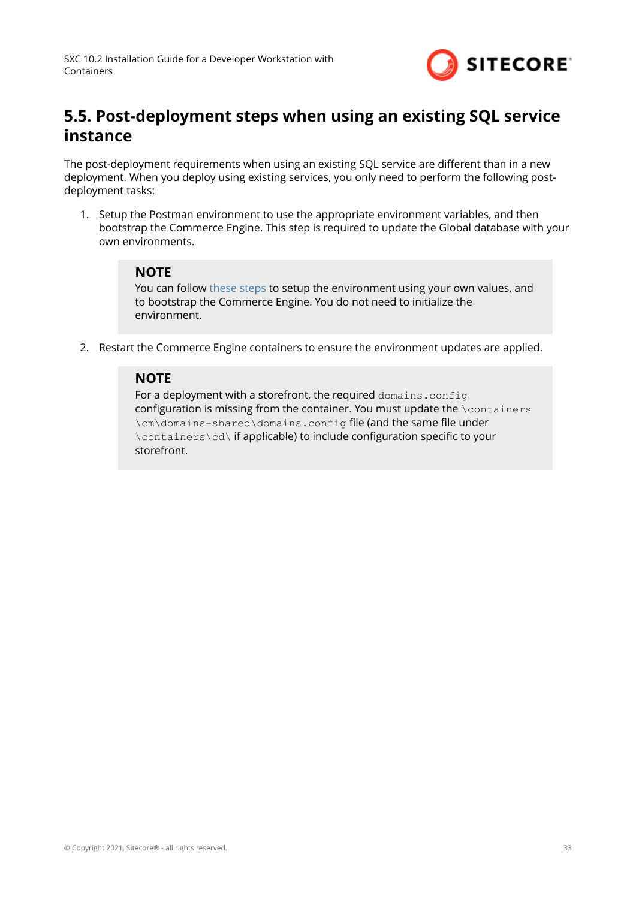## 5.5. Post-deployment steps when using an existing SQL service instance

The post-deployment requirements when using an existing SQL service are different than in a new deployment. When you deploy using existing services, you only need to perform the following post-deployment tasks:

1. Setup the Postman environment to use the appropriate environment variables, and then bootstrap the Commerce Engine. This step is required to update the Global database with your own environments.

   > **NOTE**
   >
   > You can follow these steps to setup the environment using your own values, and to bootstrap the Commerce Engine. You do not need to initialize the environment.

2. Restart the Commerce Engine containers to ensure the environment updates are applied.

   > **NOTE**
   >
   > For a deployment with a storefront, the required `domains.config` configuration is missing from the container. You must update the `\containers\cm\domains-shared\domains.config` file (and the same file under `\containers\cd\` if applicable) to include configuration specific to your storefront.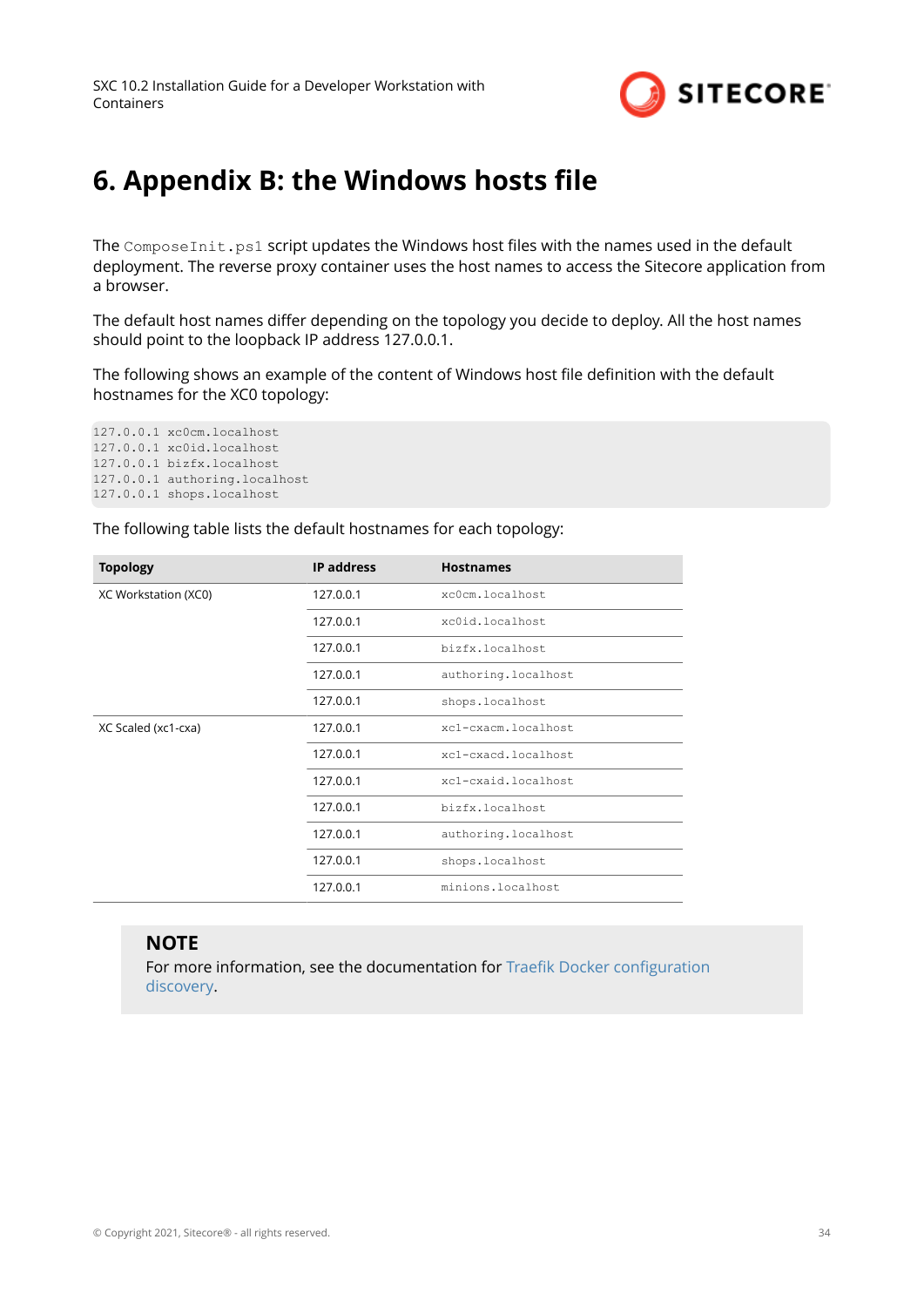# 6. Appendix B: the Windows hosts file

The `ComposeInit.ps1` script updates the Windows host files with the names used in the default deployment. The reverse proxy container uses the host names to access the Sitecore application from a browser.

The default host names differ depending on the topology you decide to deploy. All the host names should point to the loopback IP address 127.0.0.1.

The following shows an example of the content of Windows host file definition with the default hostnames for the XC0 topology:

```
127.0.0.1 xc0cm.localhost
127.0.0.1 xc0id.localhost
127.0.0.1 bizfx.localhost
127.0.0.1 authoring.localhost
127.0.0.1 shops.localhost
```

The following table lists the default hostnames for each topology:

| Topology | IP address | Hostnames |
|---|---|---|
| XC Workstation (XC0) | 127.0.0.1 | `xc0cm.localhost` |
| | 127.0.0.1 | `xc0id.localhost` |
| | 127.0.0.1 | `bizfx.localhost` |
| | 127.0.0.1 | `authoring.localhost` |
| | 127.0.0.1 | `shops.localhost` |
| XC Scaled (xc1-cxa) | 127.0.0.1 | `xc1-cxacm.localhost` |
| | 127.0.0.1 | `xc1-cxacd.localhost` |
| | 127.0.0.1 | `xc1-cxaid.localhost` |
| | 127.0.0.1 | `bizfx.localhost` |
| | 127.0.0.1 | `authoring.localhost` |
| | 127.0.0.1 | `shops.localhost` |
| | 127.0.0.1 | `minions.localhost` |

**NOTE**

For more information, see the documentation for Traefik Docker configuration discovery.